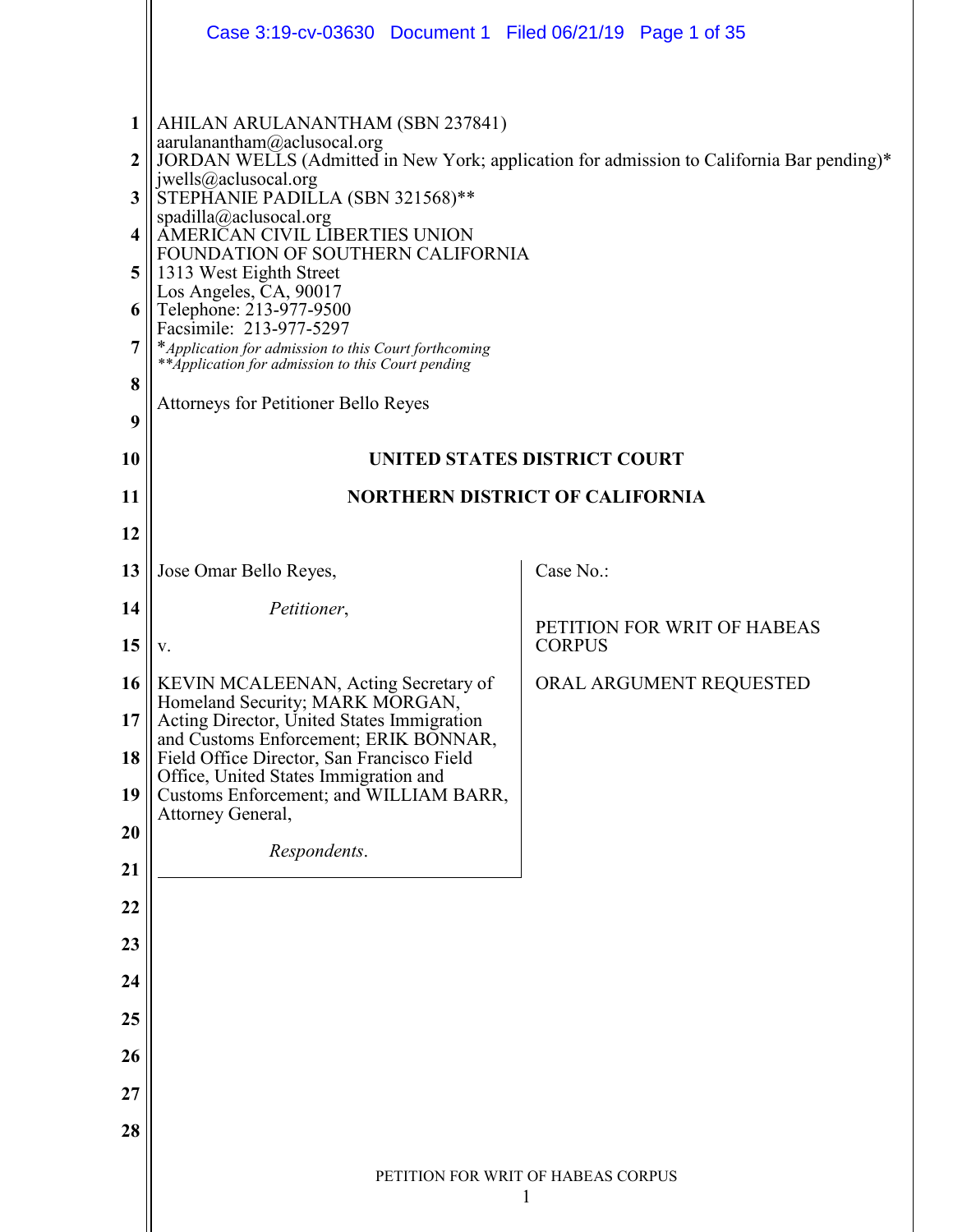AHILAN ARULANANTHAM (SBN 237841)
aarulanantham@aclusocal.org
JORDAN WELLS (Admitted in New York; application for admission to California Bar pending)*
jwells@aclusocal.org
STEPHANIE PADILLA (SBN 321568)**
spadilla@aclusocal.org
AMERICAN CIVIL LIBERTIES UNION
FOUNDATION OF SOUTHERN CALIFORNIA
1313 West Eighth Street
Los Angeles, CA, 90017
Telephone: 213-977-9500
Facsimile: 213-977-5297
**Application for admission to this Court forthcoming*
***Application for admission to this Court pending*

Attorneys for Petitioner Bello Reyes

**UNITED STATES DISTRICT COURT**

**NORTHERN DISTRICT OF CALIFORNIA**

| | |
|---|---|
| Jose Omar Bello Reyes,<br><br>*Petitioner*,<br><br>v.<br><br>KEVIN MCALEENAN, Acting Secretary of Homeland Security; MARK MORGAN, Acting Director, United States Immigration and Customs Enforcement; ERIK BONNAR, Field Office Director, San Francisco Field Office, United States Immigration and Customs Enforcement; and WILLIAM BARR, Attorney General,<br><br>*Respondents*. | Case No.:<br><br>PETITION FOR WRIT OF HABEAS CORPUS<br><br>ORAL ARGUMENT REQUESTED |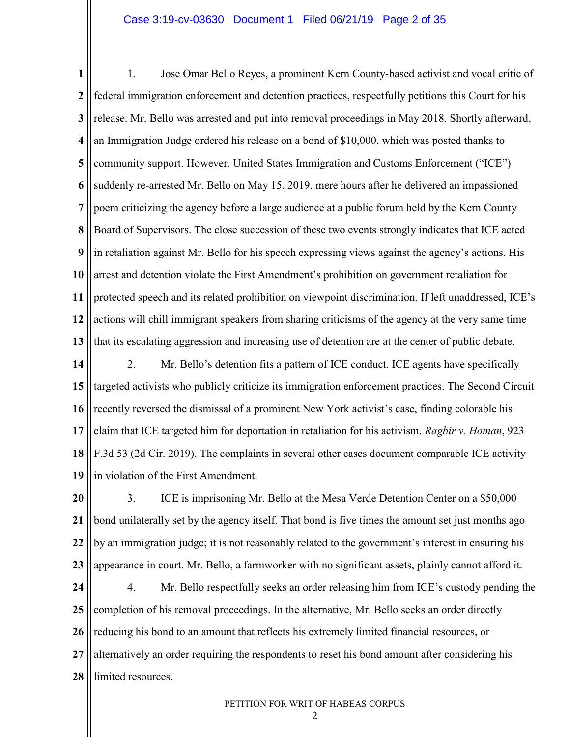1. Jose Omar Bello Reyes, a prominent Kern County-based activist and vocal critic of federal immigration enforcement and detention practices, respectfully petitions this Court for his release. Mr. Bello was arrested and put into removal proceedings in May 2018. Shortly afterward, an Immigration Judge ordered his release on a bond of $10,000, which was posted thanks to community support. However, United States Immigration and Customs Enforcement ("ICE") suddenly re-arrested Mr. Bello on May 15, 2019, mere hours after he delivered an impassioned poem criticizing the agency before a large audience at a public forum held by the Kern County Board of Supervisors. The close succession of these two events strongly indicates that ICE acted in retaliation against Mr. Bello for his speech expressing views against the agency's actions. His arrest and detention violate the First Amendment's prohibition on government retaliation for protected speech and its related prohibition on viewpoint discrimination. If left unaddressed, ICE's actions will chill immigrant speakers from sharing criticisms of the agency at the very same time that its escalating aggression and increasing use of detention are at the center of public debate.

2. Mr. Bello's detention fits a pattern of ICE conduct. ICE agents have specifically targeted activists who publicly criticize its immigration enforcement practices. The Second Circuit recently reversed the dismissal of a prominent New York activist's case, finding colorable his claim that ICE targeted him for deportation in retaliation for his activism. *Ragbir v. Homan*, 923 F.3d 53 (2d Cir. 2019). The complaints in several other cases document comparable ICE activity in violation of the First Amendment.

3. ICE is imprisoning Mr. Bello at the Mesa Verde Detention Center on a $50,000 bond unilaterally set by the agency itself. That bond is five times the amount set just months ago by an immigration judge; it is not reasonably related to the government's interest in ensuring his appearance in court. Mr. Bello, a farmworker with no significant assets, plainly cannot afford it.

4. Mr. Bello respectfully seeks an order releasing him from ICE's custody pending the completion of his removal proceedings. In the alternative, Mr. Bello seeks an order directly reducing his bond to an amount that reflects his extremely limited financial resources, or alternatively an order requiring the respondents to reset his bond amount after considering his limited resources.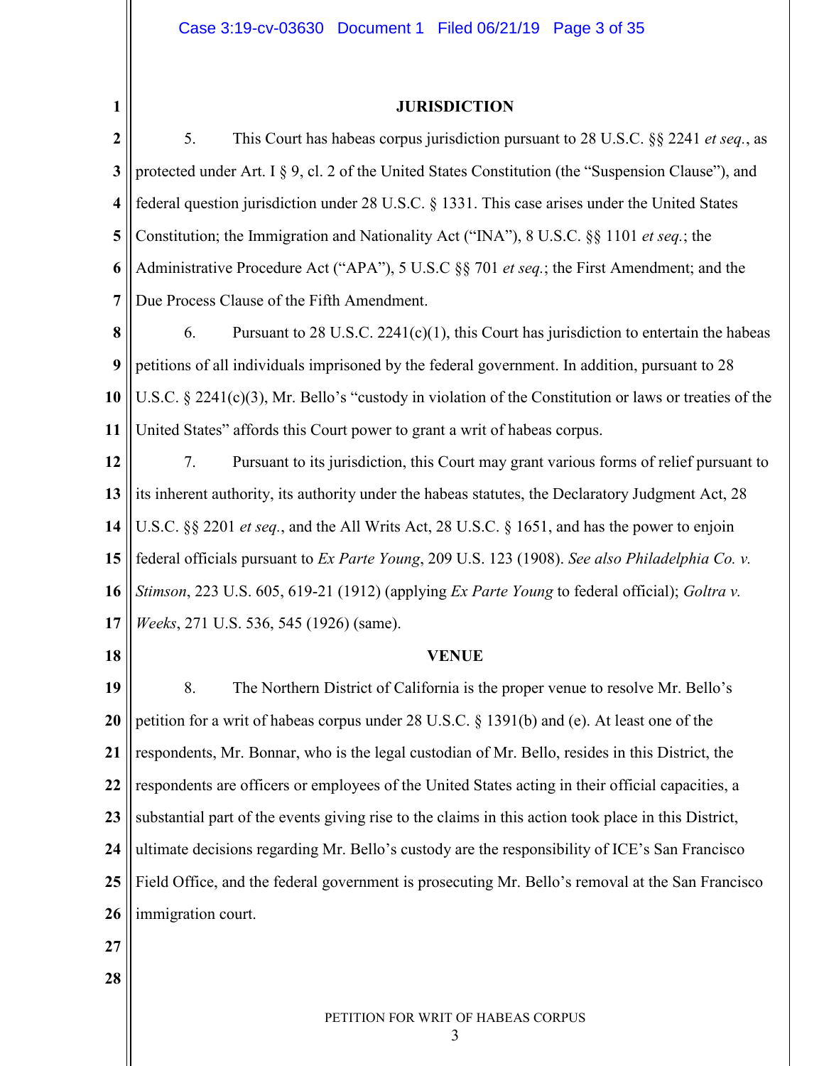## JURISDICTION

5. This Court has habeas corpus jurisdiction pursuant to 28 U.S.C. §§ 2241 *et seq.*, as protected under Art. I § 9, cl. 2 of the United States Constitution (the "Suspension Clause"), and federal question jurisdiction under 28 U.S.C. § 1331. This case arises under the United States Constitution; the Immigration and Nationality Act ("INA"), 8 U.S.C. §§ 1101 *et seq.*; the Administrative Procedure Act ("APA"), 5 U.S.C §§ 701 *et seq.*; the First Amendment; and the Due Process Clause of the Fifth Amendment.

6. Pursuant to 28 U.S.C. 2241(c)(1), this Court has jurisdiction to entertain the habeas petitions of all individuals imprisoned by the federal government. In addition, pursuant to 28 U.S.C. § 2241(c)(3), Mr. Bello's "custody in violation of the Constitution or laws or treaties of the United States" affords this Court power to grant a writ of habeas corpus.

7. Pursuant to its jurisdiction, this Court may grant various forms of relief pursuant to its inherent authority, its authority under the habeas statutes, the Declaratory Judgment Act, 28 U.S.C. §§ 2201 *et seq.*, and the All Writs Act, 28 U.S.C. § 1651, and has the power to enjoin federal officials pursuant to *Ex Parte Young*, 209 U.S. 123 (1908). *See also Philadelphia Co. v. Stimson*, 223 U.S. 605, 619-21 (1912) (applying *Ex Parte Young* to federal official); *Goltra v. Weeks*, 271 U.S. 536, 545 (1926) (same).

## VENUE

8. The Northern District of California is the proper venue to resolve Mr. Bello's petition for a writ of habeas corpus under 28 U.S.C. § 1391(b) and (e). At least one of the respondents, Mr. Bonnar, who is the legal custodian of Mr. Bello, resides in this District, the respondents are officers or employees of the United States acting in their official capacities, a substantial part of the events giving rise to the claims in this action took place in this District, ultimate decisions regarding Mr. Bello's custody are the responsibility of ICE's San Francisco Field Office, and the federal government is prosecuting Mr. Bello's removal at the San Francisco immigration court.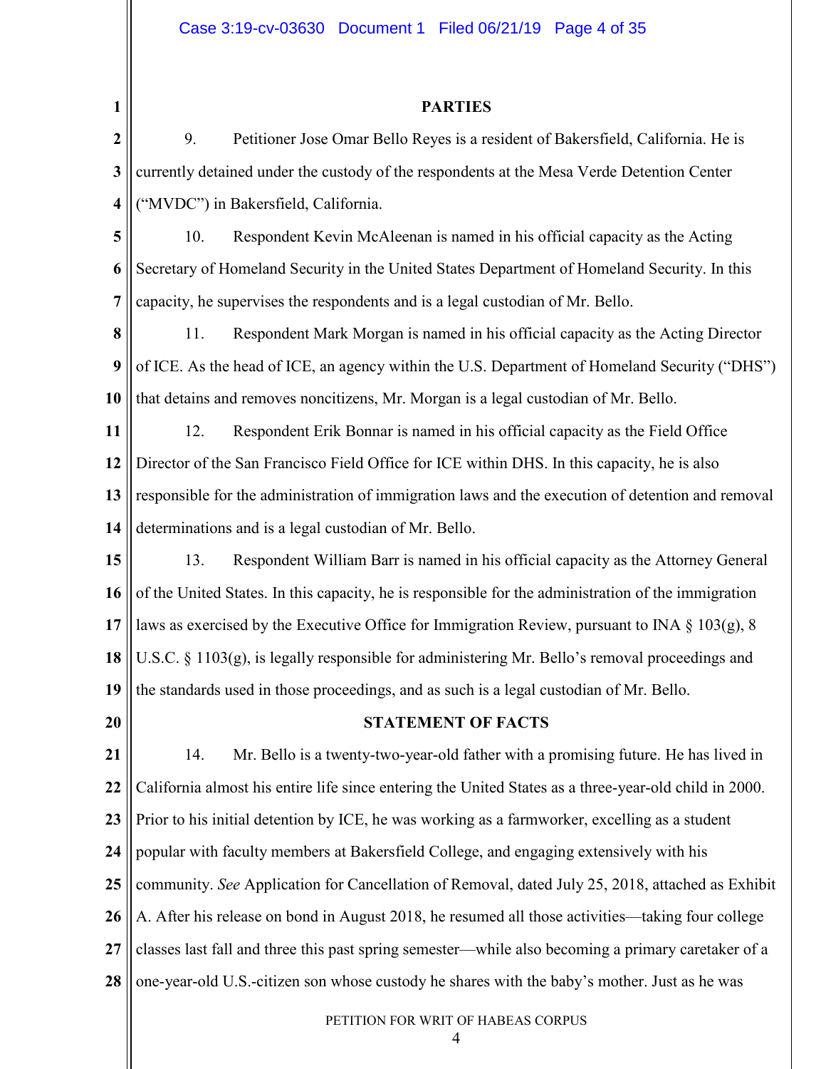## PARTIES

9. Petitioner Jose Omar Bello Reyes is a resident of Bakersfield, California. He is currently detained under the custody of the respondents at the Mesa Verde Detention Center ("MVDC") in Bakersfield, California.

10. Respondent Kevin McAleenan is named in his official capacity as the Acting Secretary of Homeland Security in the United States Department of Homeland Security. In this capacity, he supervises the respondents and is a legal custodian of Mr. Bello.

11. Respondent Mark Morgan is named in his official capacity as the Acting Director of ICE. As the head of ICE, an agency within the U.S. Department of Homeland Security ("DHS") that detains and removes noncitizens, Mr. Morgan is a legal custodian of Mr. Bello.

12. Respondent Erik Bonnar is named in his official capacity as the Field Office Director of the San Francisco Field Office for ICE within DHS. In this capacity, he is also responsible for the administration of immigration laws and the execution of detention and removal determinations and is a legal custodian of Mr. Bello.

13. Respondent William Barr is named in his official capacity as the Attorney General of the United States. In this capacity, he is responsible for the administration of the immigration laws as exercised by the Executive Office for Immigration Review, pursuant to INA § 103(g), 8 U.S.C. § 1103(g), is legally responsible for administering Mr. Bello's removal proceedings and the standards used in those proceedings, and as such is a legal custodian of Mr. Bello.

## STATEMENT OF FACTS

14. Mr. Bello is a twenty-two-year-old father with a promising future. He has lived in California almost his entire life since entering the United States as a three-year-old child in 2000. Prior to his initial detention by ICE, he was working as a farmworker, excelling as a student popular with faculty members at Bakersfield College, and engaging extensively with his community. *See* Application for Cancellation of Removal, dated July 25, 2018, attached as Exhibit A. After his release on bond in August 2018, he resumed all those activities—taking four college classes last fall and three this past spring semester—while also becoming a primary caretaker of a one-year-old U.S.-citizen son whose custody he shares with the baby's mother. Just as he was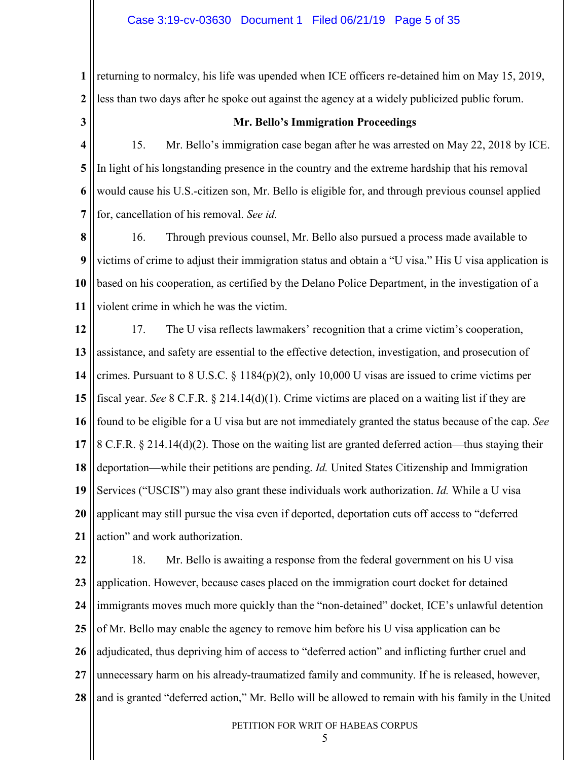returning to normalcy, his life was upended when ICE officers re-detained him on May 15, 2019, less than two days after he spoke out against the agency at a widely publicized public forum.

**Mr. Bello's Immigration Proceedings**

15. Mr. Bello's immigration case began after he was arrested on May 22, 2018 by ICE. In light of his longstanding presence in the country and the extreme hardship that his removal would cause his U.S.-citizen son, Mr. Bello is eligible for, and through previous counsel applied for, cancellation of his removal. *See id.*

16. Through previous counsel, Mr. Bello also pursued a process made available to victims of crime to adjust their immigration status and obtain a "U visa." His U visa application is based on his cooperation, as certified by the Delano Police Department, in the investigation of a violent crime in which he was the victim.

17. The U visa reflects lawmakers' recognition that a crime victim's cooperation, assistance, and safety are essential to the effective detection, investigation, and prosecution of crimes. Pursuant to 8 U.S.C. § 1184(p)(2), only 10,000 U visas are issued to crime victims per fiscal year. *See* 8 C.F.R. § 214.14(d)(1). Crime victims are placed on a waiting list if they are found to be eligible for a U visa but are not immediately granted the status because of the cap. *See* 8 C.F.R. § 214.14(d)(2). Those on the waiting list are granted deferred action—thus staying their deportation—while their petitions are pending. *Id.* United States Citizenship and Immigration Services ("USCIS") may also grant these individuals work authorization. *Id.* While a U visa applicant may still pursue the visa even if deported, deportation cuts off access to "deferred action" and work authorization.

18. Mr. Bello is awaiting a response from the federal government on his U visa application. However, because cases placed on the immigration court docket for detained immigrants moves much more quickly than the "non-detained" docket, ICE's unlawful detention of Mr. Bello may enable the agency to remove him before his U visa application can be adjudicated, thus depriving him of access to "deferred action" and inflicting further cruel and unnecessary harm on his already-traumatized family and community. If he is released, however, and is granted "deferred action," Mr. Bello will be allowed to remain with his family in the United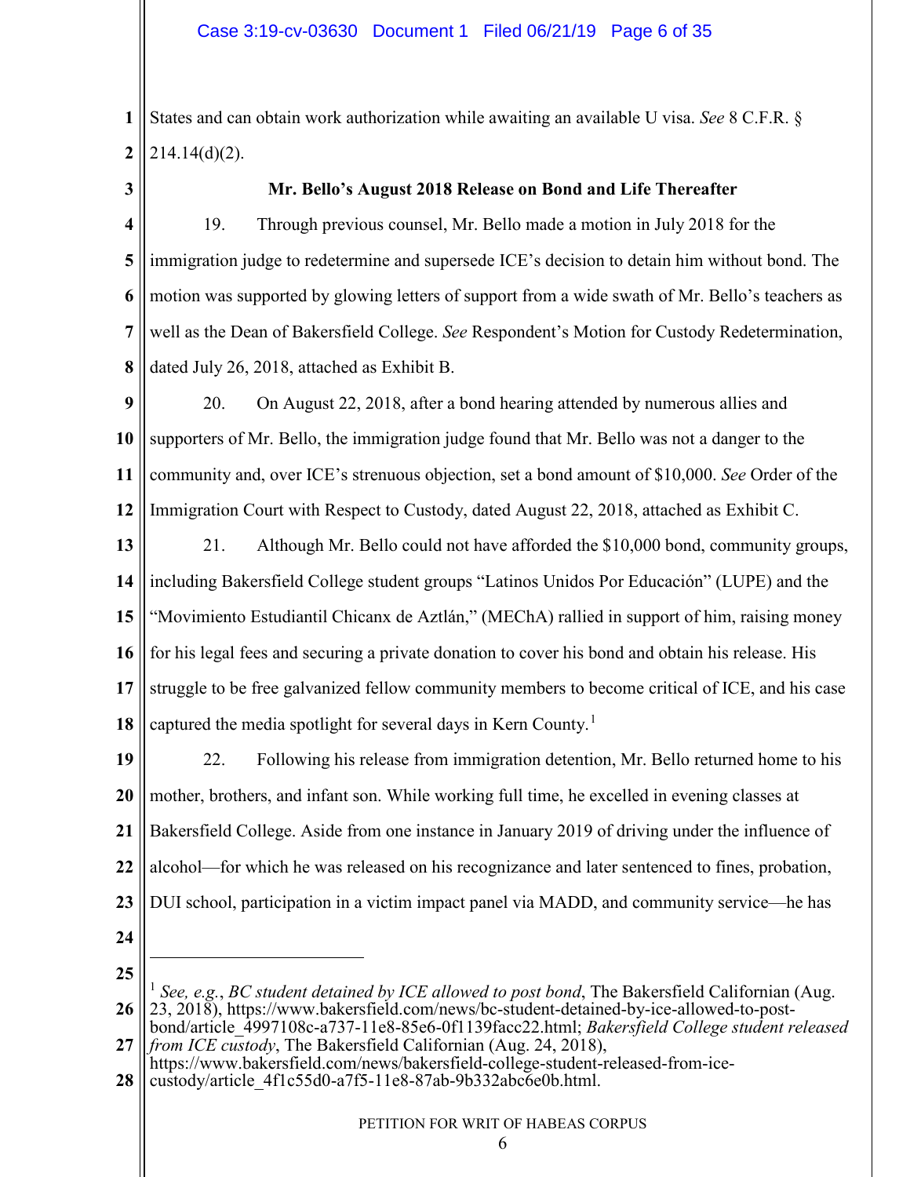States and can obtain work authorization while awaiting an available U visa. *See* 8 C.F.R. § 214.14(d)(2).

**Mr. Bello's August 2018 Release on Bond and Life Thereafter**

19. Through previous counsel, Mr. Bello made a motion in July 2018 for the immigration judge to redetermine and supersede ICE's decision to detain him without bond. The motion was supported by glowing letters of support from a wide swath of Mr. Bello's teachers as well as the Dean of Bakersfield College. *See* Respondent's Motion for Custody Redetermination, dated July 26, 2018, attached as Exhibit B.

20. On August 22, 2018, after a bond hearing attended by numerous allies and supporters of Mr. Bello, the immigration judge found that Mr. Bello was not a danger to the community and, over ICE's strenuous objection, set a bond amount of $10,000. *See* Order of the Immigration Court with Respect to Custody, dated August 22, 2018, attached as Exhibit C.

21. Although Mr. Bello could not have afforded the $10,000 bond, community groups, including Bakersfield College student groups "Latinos Unidos Por Educación" (LUPE) and the "Movimiento Estudiantil Chicanx de Aztlán," (MEChA) rallied in support of him, raising money for his legal fees and securing a private donation to cover his bond and obtain his release. His struggle to be free galvanized fellow community members to become critical of ICE, and his case captured the media spotlight for several days in Kern County.[1]

22. Following his release from immigration detention, Mr. Bello returned home to his mother, brothers, and infant son. While working full time, he excelled in evening classes at Bakersfield College. Aside from one instance in January 2019 of driving under the influence of alcohol—for which he was released on his recognizance and later sentenced to fines, probation, DUI school, participation in a victim impact panel via MADD, and community service—he has

---

[1] *See, e.g.*, *BC student detained by ICE allowed to post bond*, The Bakersfield Californian (Aug. 23, 2018), https://www.bakersfield.com/news/bc-student-detained-by-ice-allowed-to-post-bond/article_4997108c-a737-11e8-85e6-0f1139facc22.html; *Bakersfield College student released from ICE custody*, The Bakersfield Californian (Aug. 24, 2018), https://www.bakersfield.com/news/bakersfield-college-student-released-from-ice-custody/article_4f1c55d0-a7f5-11e8-87ab-9b332abc6e0b.html.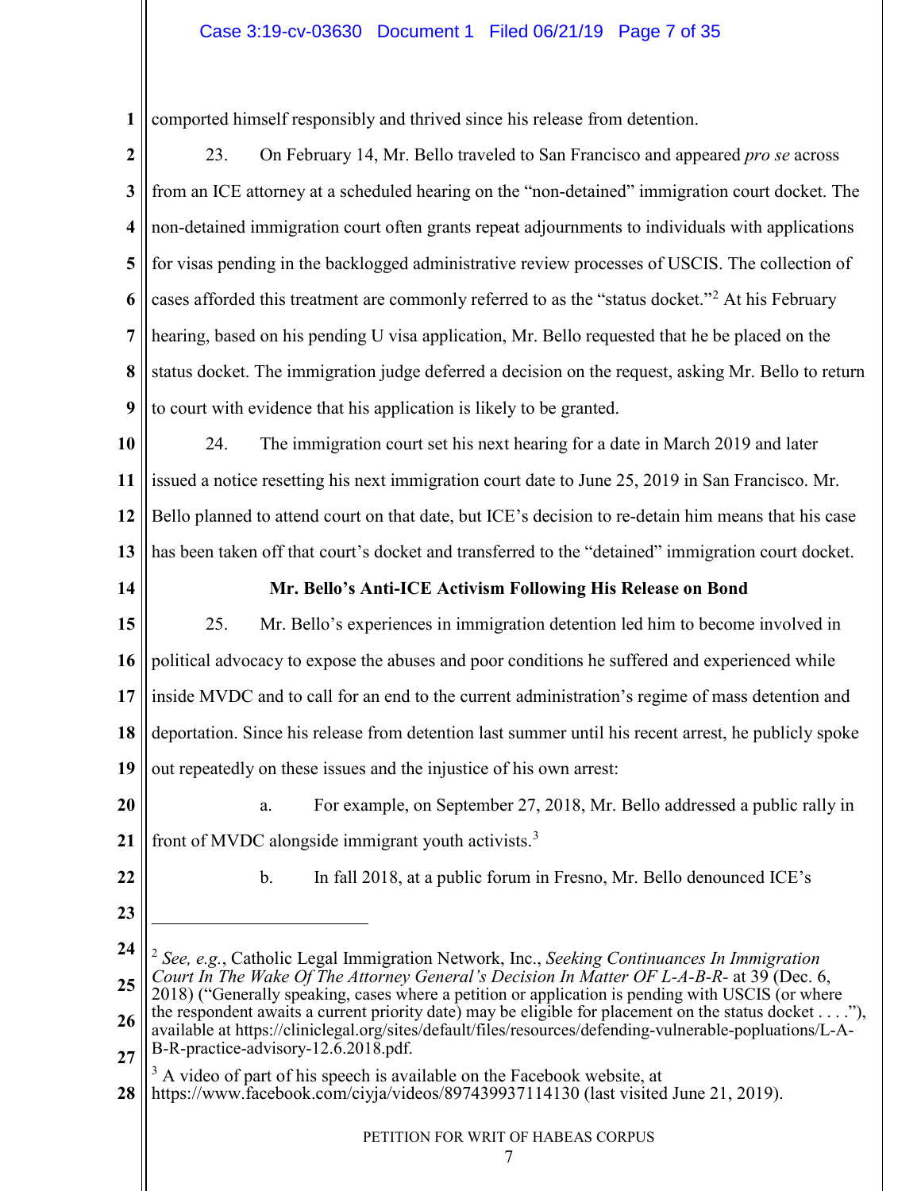comported himself responsibly and thrived since his release from detention.

23. On February 14, Mr. Bello traveled to San Francisco and appeared *pro se* across from an ICE attorney at a scheduled hearing on the "non-detained" immigration court docket. The non-detained immigration court often grants repeat adjournments to individuals with applications for visas pending in the backlogged administrative review processes of USCIS. The collection of cases afforded this treatment are commonly referred to as the "status docket."[2] At his February hearing, based on his pending U visa application, Mr. Bello requested that he be placed on the status docket. The immigration judge deferred a decision on the request, asking Mr. Bello to return to court with evidence that his application is likely to be granted.

24. The immigration court set his next hearing for a date in March 2019 and later issued a notice resetting his next immigration court date to June 25, 2019 in San Francisco. Mr. Bello planned to attend court on that date, but ICE's decision to re-detain him means that his case has been taken off that court's docket and transferred to the "detained" immigration court docket.

**Mr. Bello's Anti-ICE Activism Following His Release on Bond**

25. Mr. Bello's experiences in immigration detention led him to become involved in political advocacy to expose the abuses and poor conditions he suffered and experienced while inside MVDC and to call for an end to the current administration's regime of mass detention and deportation. Since his release from detention last summer until his recent arrest, he publicly spoke out repeatedly on these issues and the injustice of his own arrest:

a. For example, on September 27, 2018, Mr. Bello addressed a public rally in front of MVDC alongside immigrant youth activists.[3]

b. In fall 2018, at a public forum in Fresno, Mr. Bello denounced ICE's

---

[2] *See, e.g.*, Catholic Legal Immigration Network, Inc., *Seeking Continuances In Immigration Court In The Wake Of The Attorney General's Decision In Matter OF L-A-B-R-* at 39 (Dec. 6, 2018) ("Generally speaking, cases where a petition or application is pending with USCIS (or where the respondent awaits a current priority date) may be eligible for placement on the status docket . . . ."), available at https://cliniclegal.org/sites/default/files/resources/defending-vulnerable-popluations/L-A-B-R-practice-advisory-12.6.2018.pdf.

[3] A video of part of his speech is available on the Facebook website, at https://www.facebook.com/ciyja/videos/897439937114130 (last visited June 21, 2019).

PETITION FOR WRIT OF HABEAS CORPUS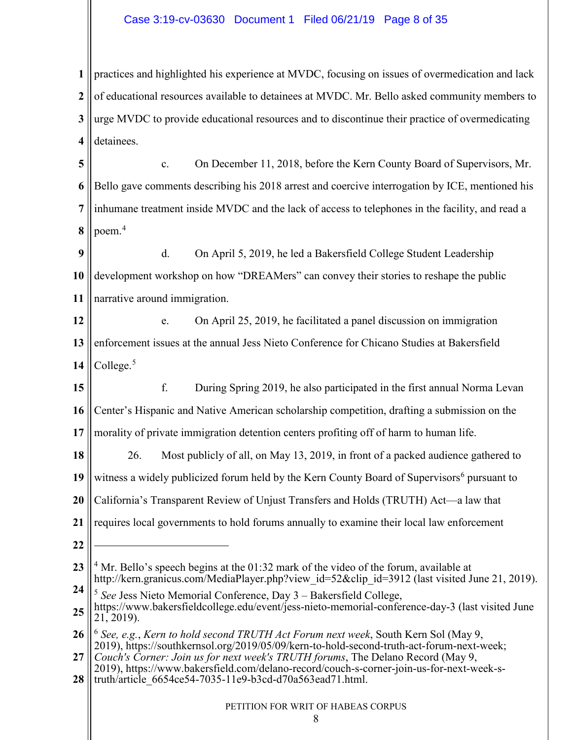practices and highlighted his experience at MVDC, focusing on issues of overmedication and lack of educational resources available to detainees at MVDC. Mr. Bello asked community members to urge MVDC to provide educational resources and to discontinue their practice of overmedicating detainees.

c. On December 11, 2018, before the Kern County Board of Supervisors, Mr. Bello gave comments describing his 2018 arrest and coercive interrogation by ICE, mentioned his inhumane treatment inside MVDC and the lack of access to telephones in the facility, and read a poem.[4]

d. On April 5, 2019, he led a Bakersfield College Student Leadership development workshop on how "DREAMers" can convey their stories to reshape the public narrative around immigration.

e. On April 25, 2019, he facilitated a panel discussion on immigration enforcement issues at the annual Jess Nieto Conference for Chicano Studies at Bakersfield College.[5]

f. During Spring 2019, he also participated in the first annual Norma Levan Center's Hispanic and Native American scholarship competition, drafting a submission on the morality of private immigration detention centers profiting off of harm to human life.

26. Most publicly of all, on May 13, 2019, in front of a packed audience gathered to witness a widely publicized forum held by the Kern County Board of Supervisors[6] pursuant to California's Transparent Review of Unjust Transfers and Holds (TRUTH) Act—a law that requires local governments to hold forums annually to examine their local law enforcement

---

[4] Mr. Bello's speech begins at the 01:32 mark of the video of the forum, available at http://kern.granicus.com/MediaPlayer.php?view_id=52&clip_id=3912 (last visited June 21, 2019).

[5] *See* Jess Nieto Memorial Conference, Day 3 – Bakersfield College, https://www.bakersfieldcollege.edu/event/jess-nieto-memorial-conference-day-3 (last visited June 21, 2019).

[6] *See, e.g.*, *Kern to hold second TRUTH Act Forum next week*, South Kern Sol (May 9, 2019), https://southkernsol.org/2019/05/09/kern-to-hold-second-truth-act-forum-next-week; *Couch's Corner: Join us for next week's TRUTH forums*, The Delano Record (May 9, 2019), https://www.bakersfield.com/delano-record/couch-s-corner-join-us-for-next-week-s-truth/article_6654ce54-7035-11e9-b3cd-d70a563ead71.html.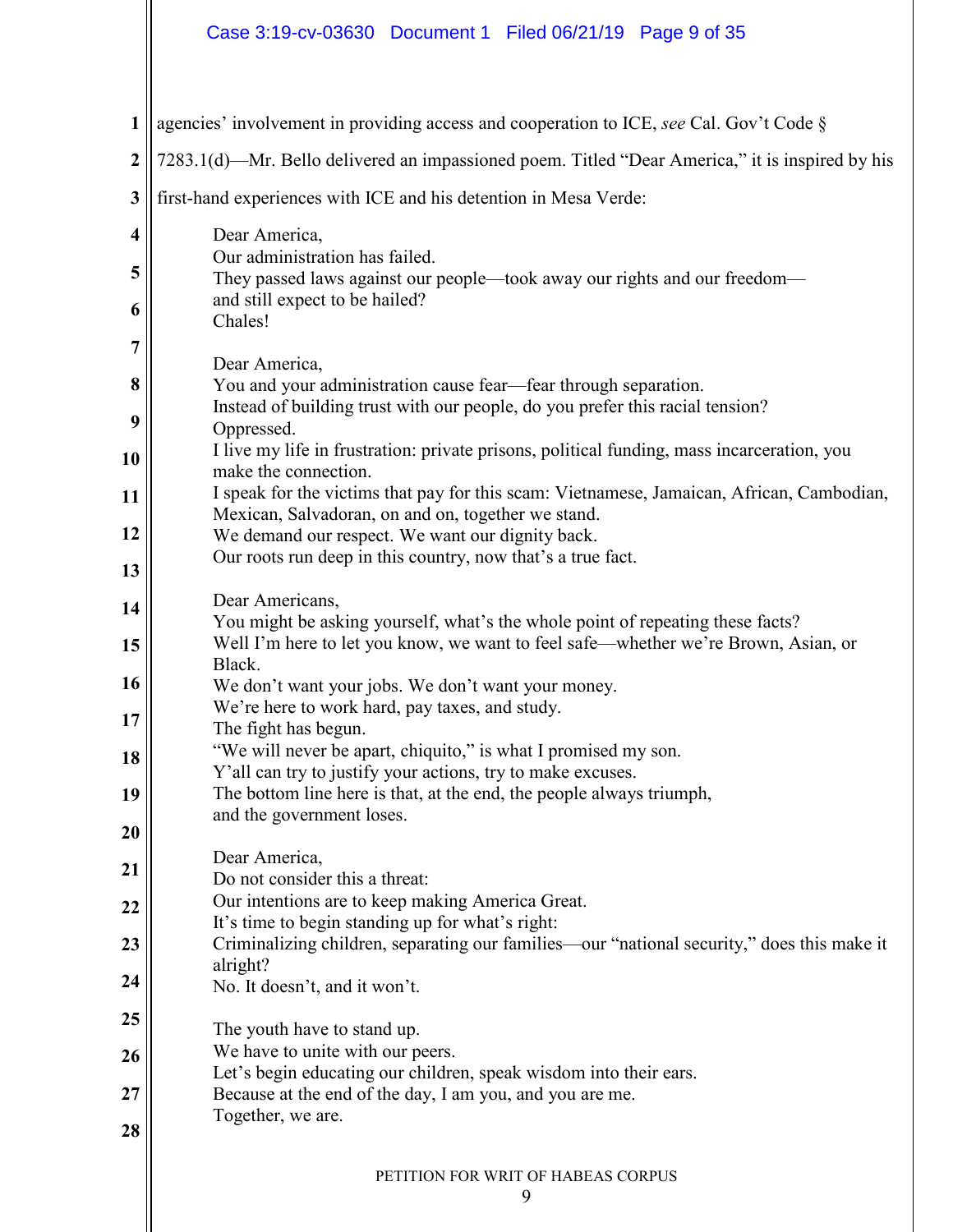agencies' involvement in providing access and cooperation to ICE, *see* Cal. Gov't Code § 7283.1(d)—Mr. Bello delivered an impassioned poem. Titled "Dear America," it is inspired by his first-hand experiences with ICE and his detention in Mesa Verde:

> Dear America,
> Our administration has failed.
> They passed laws against our people—took away our rights and our freedom—
> and still expect to be hailed?
> Chales!
>
> Dear America,
> You and your administration cause fear—fear through separation.
> Instead of building trust with our people, do you prefer this racial tension?
> Oppressed.
> I live my life in frustration: private prisons, political funding, mass incarceration, you make the connection.
> I speak for the victims that pay for this scam: Vietnamese, Jamaican, African, Cambodian, Mexican, Salvadoran, on and on, together we stand.
> We demand our respect. We want our dignity back.
> Our roots run deep in this country, now that's a true fact.
>
> Dear Americans,
> You might be asking yourself, what's the whole point of repeating these facts?
> Well I'm here to let you know, we want to feel safe—whether we're Brown, Asian, or Black.
> We don't want your jobs. We don't want your money.
> We're here to work hard, pay taxes, and study.
> The fight has begun.
> "We will never be apart, chiquito," is what I promised my son.
> Y'all can try to justify your actions, try to make excuses.
> The bottom line here is that, at the end, the people always triumph,
> and the government loses.
>
> Dear America,
> Do not consider this a threat:
> Our intentions are to keep making America Great.
> It's time to begin standing up for what's right:
> Criminalizing children, separating our families—our "national security," does this make it alright?
> No. It doesn't, and it won't.
>
> The youth have to stand up.
> We have to unite with our peers.
> Let's begin educating our children, speak wisdom into their ears.
> Because at the end of the day, I am you, and you are me.
> Together, we are.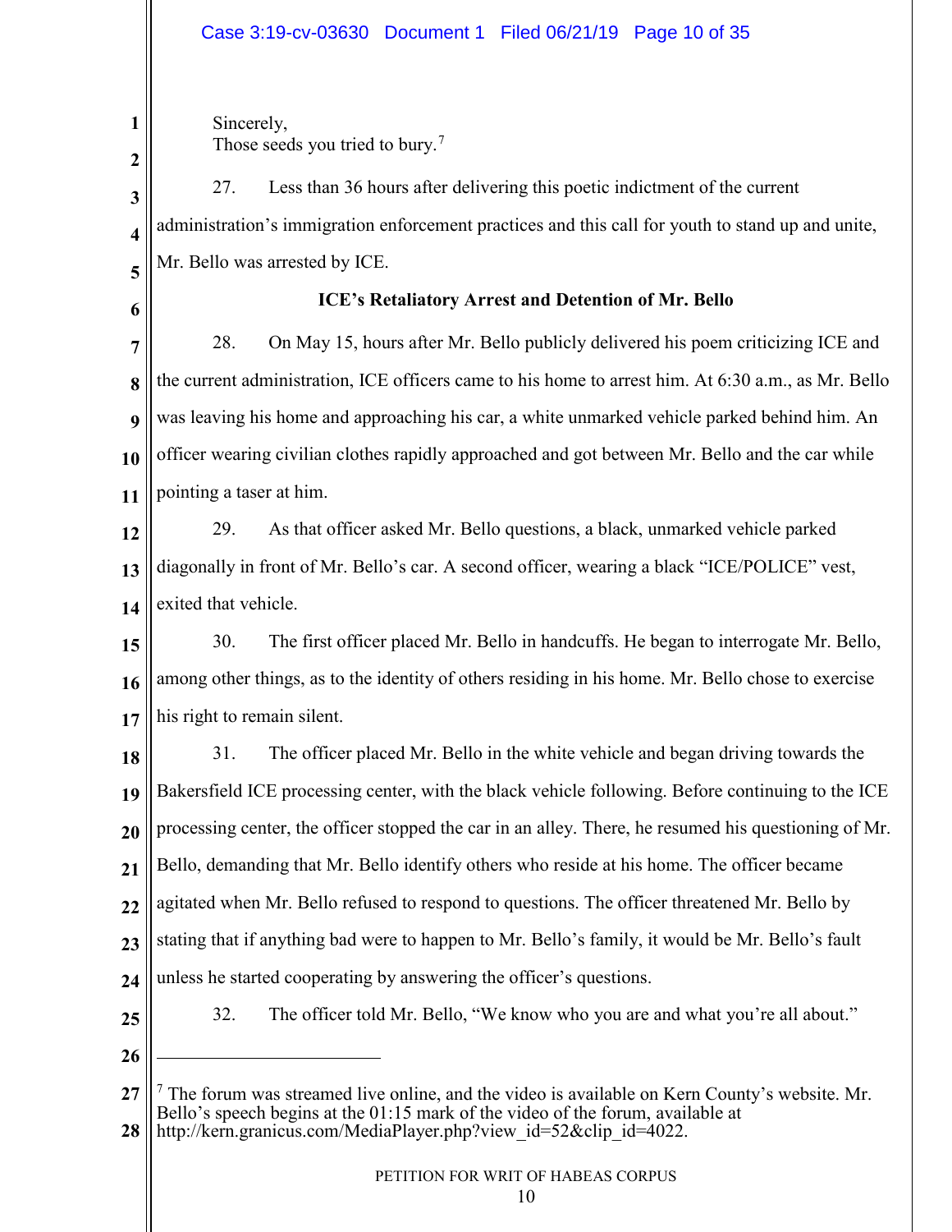Sincerely,
Those seeds you tried to bury.[7]

27. Less than 36 hours after delivering this poetic indictment of the current administration's immigration enforcement practices and this call for youth to stand up and unite, Mr. Bello was arrested by ICE.

**ICE's Retaliatory Arrest and Detention of Mr. Bello**

28. On May 15, hours after Mr. Bello publicly delivered his poem criticizing ICE and the current administration, ICE officers came to his home to arrest him. At 6:30 a.m., as Mr. Bello was leaving his home and approaching his car, a white unmarked vehicle parked behind him. An officer wearing civilian clothes rapidly approached and got between Mr. Bello and the car while pointing a taser at him.

29. As that officer asked Mr. Bello questions, a black, unmarked vehicle parked diagonally in front of Mr. Bello's car. A second officer, wearing a black "ICE/POLICE" vest, exited that vehicle.

30. The first officer placed Mr. Bello in handcuffs. He began to interrogate Mr. Bello, among other things, as to the identity of others residing in his home. Mr. Bello chose to exercise his right to remain silent.

31. The officer placed Mr. Bello in the white vehicle and began driving towards the Bakersfield ICE processing center, with the black vehicle following. Before continuing to the ICE processing center, the officer stopped the car in an alley. There, he resumed his questioning of Mr. Bello, demanding that Mr. Bello identify others who reside at his home. The officer became agitated when Mr. Bello refused to respond to questions. The officer threatened Mr. Bello by stating that if anything bad were to happen to Mr. Bello's family, it would be Mr. Bello's fault unless he started cooperating by answering the officer's questions.

32. The officer told Mr. Bello, "We know who you are and what you're all about."

---

[7] The forum was streamed live online, and the video is available on Kern County's website. Mr. Bello's speech begins at the 01:15 mark of the video of the forum, available at http://kern.granicus.com/MediaPlayer.php?view_id=52&clip_id=4022.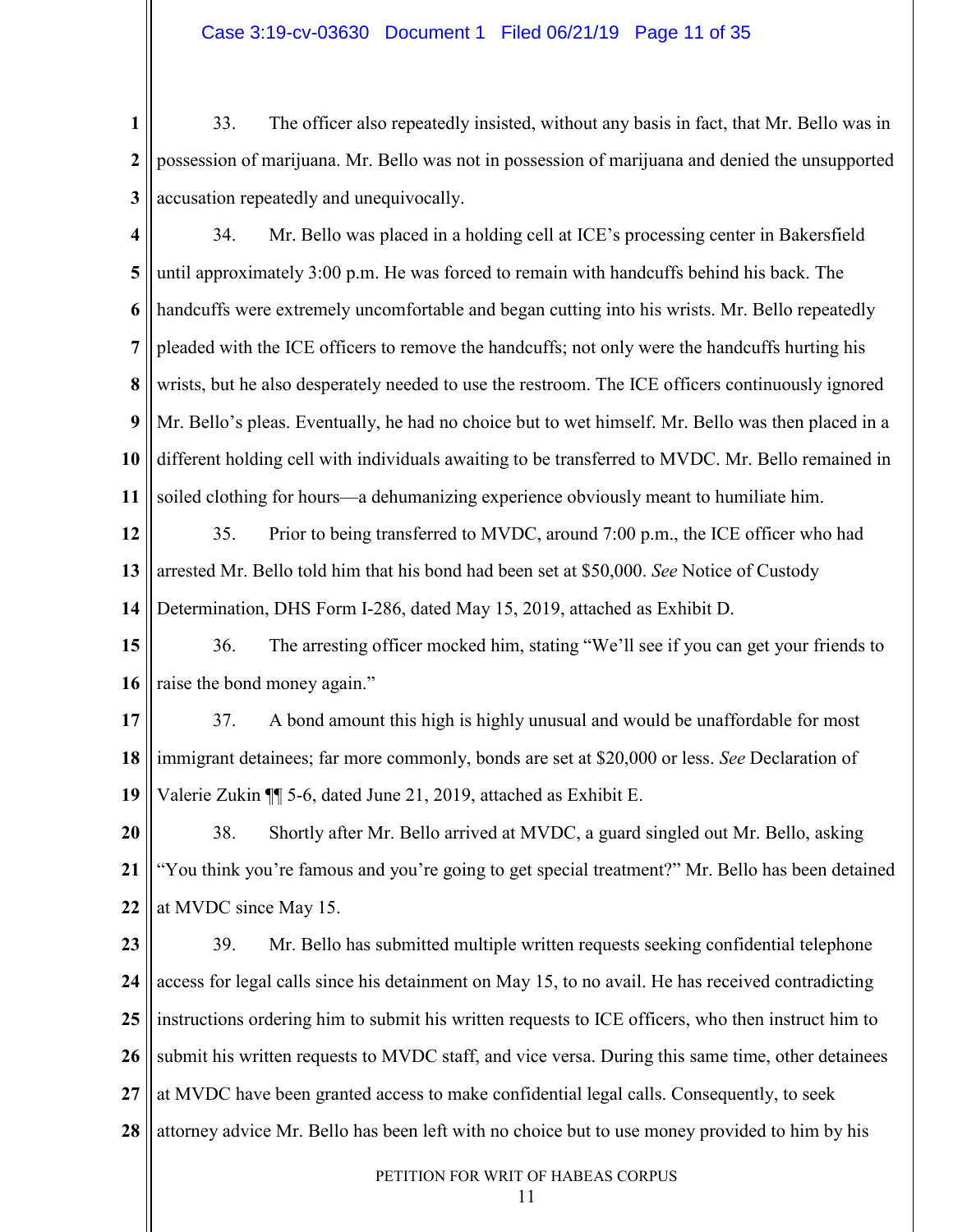33. The officer also repeatedly insisted, without any basis in fact, that Mr. Bello was in possession of marijuana. Mr. Bello was not in possession of marijuana and denied the unsupported accusation repeatedly and unequivocally.

34. Mr. Bello was placed in a holding cell at ICE's processing center in Bakersfield until approximately 3:00 p.m. He was forced to remain with handcuffs behind his back. The handcuffs were extremely uncomfortable and began cutting into his wrists. Mr. Bello repeatedly pleaded with the ICE officers to remove the handcuffs; not only were the handcuffs hurting his wrists, but he also desperately needed to use the restroom. The ICE officers continuously ignored Mr. Bello's pleas. Eventually, he had no choice but to wet himself. Mr. Bello was then placed in a different holding cell with individuals awaiting to be transferred to MVDC. Mr. Bello remained in soiled clothing for hours—a dehumanizing experience obviously meant to humiliate him.

35. Prior to being transferred to MVDC, around 7:00 p.m., the ICE officer who had arrested Mr. Bello told him that his bond had been set at $50,000. *See* Notice of Custody Determination, DHS Form I-286, dated May 15, 2019, attached as Exhibit D.

36. The arresting officer mocked him, stating "We'll see if you can get your friends to raise the bond money again."

37. A bond amount this high is highly unusual and would be unaffordable for most immigrant detainees; far more commonly, bonds are set at $20,000 or less. *See* Declaration of Valerie Zukin ¶¶ 5-6, dated June 21, 2019, attached as Exhibit E.

38. Shortly after Mr. Bello arrived at MVDC, a guard singled out Mr. Bello, asking "You think you're famous and you're going to get special treatment?" Mr. Bello has been detained at MVDC since May 15.

39. Mr. Bello has submitted multiple written requests seeking confidential telephone access for legal calls since his detainment on May 15, to no avail. He has received contradicting instructions ordering him to submit his written requests to ICE officers, who then instruct him to submit his written requests to MVDC staff, and vice versa. During this same time, other detainees at MVDC have been granted access to make confidential legal calls. Consequently, to seek attorney advice Mr. Bello has been left with no choice but to use money provided to him by his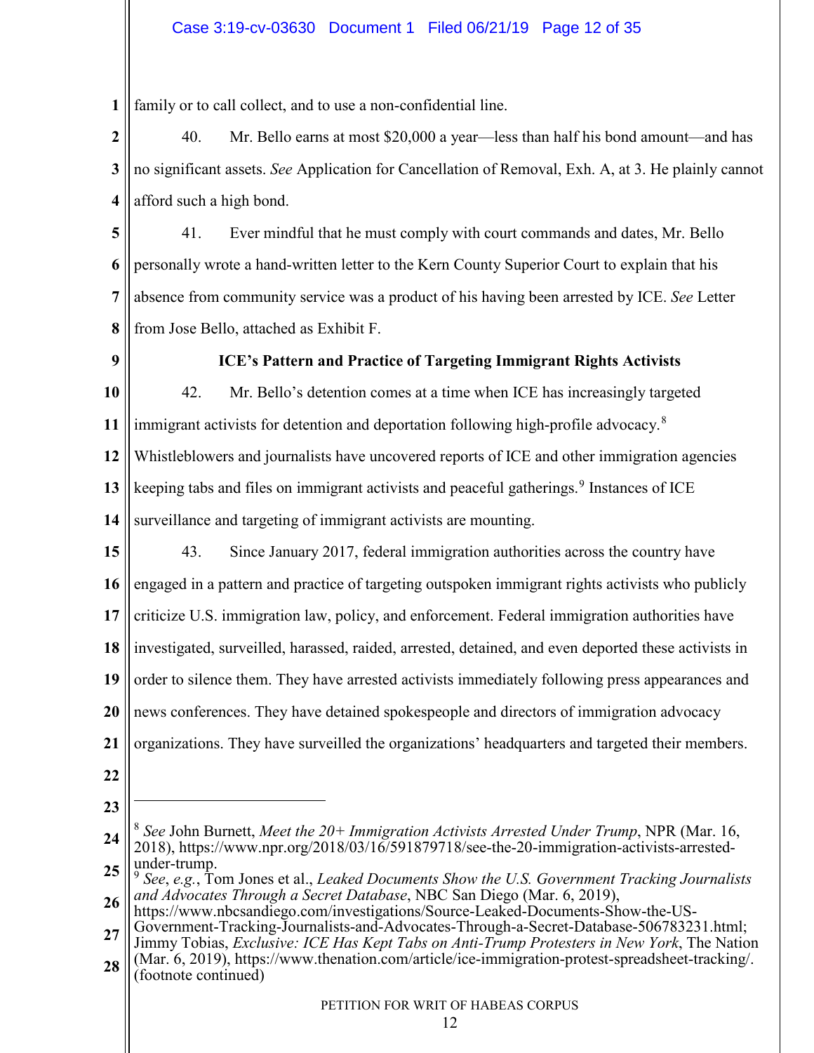family or to call collect, and to use a non-confidential line.

40. Mr. Bello earns at most $20,000 a year—less than half his bond amount—and has no significant assets. *See* Application for Cancellation of Removal, Exh. A, at 3. He plainly cannot afford such a high bond.

41. Ever mindful that he must comply with court commands and dates, Mr. Bello personally wrote a hand-written letter to the Kern County Superior Court to explain that his absence from community service was a product of his having been arrested by ICE. *See* Letter from Jose Bello, attached as Exhibit F.

**ICE's Pattern and Practice of Targeting Immigrant Rights Activists**

42. Mr. Bello's detention comes at a time when ICE has increasingly targeted immigrant activists for detention and deportation following high-profile advocacy.[8] Whistleblowers and journalists have uncovered reports of ICE and other immigration agencies keeping tabs and files on immigrant activists and peaceful gatherings.[9] Instances of ICE surveillance and targeting of immigrant activists are mounting.

43. Since January 2017, federal immigration authorities across the country have engaged in a pattern and practice of targeting outspoken immigrant rights activists who publicly criticize U.S. immigration law, policy, and enforcement. Federal immigration authorities have investigated, surveilled, harassed, raided, arrested, detained, and even deported these activists in order to silence them. They have arrested activists immediately following press appearances and news conferences. They have detained spokespeople and directors of immigration advocacy organizations. They have surveilled the organizations' headquarters and targeted their members.

---

[8] *See* John Burnett, *Meet the 20+ Immigration Activists Arrested Under Trump*, NPR (Mar. 16, 2018), https://www.npr.org/2018/03/16/591879718/see-the-20-immigration-activists-arrested-under-trump.

[9] *See*, *e.g.*, Tom Jones et al., *Leaked Documents Show the U.S. Government Tracking Journalists and Advocates Through a Secret Database*, NBC San Diego (Mar. 6, 2019), https://www.nbcsandiego.com/investigations/Source-Leaked-Documents-Show-the-US-Government-Tracking-Journalists-and-Advocates-Through-a-Secret-Database-506783231.html; Jimmy Tobias, *Exclusive: ICE Has Kept Tabs on Anti-Trump Protesters in New York*, The Nation (Mar. 6, 2019), https://www.thenation.com/article/ice-immigration-protest-spreadsheet-tracking/. (footnote continued)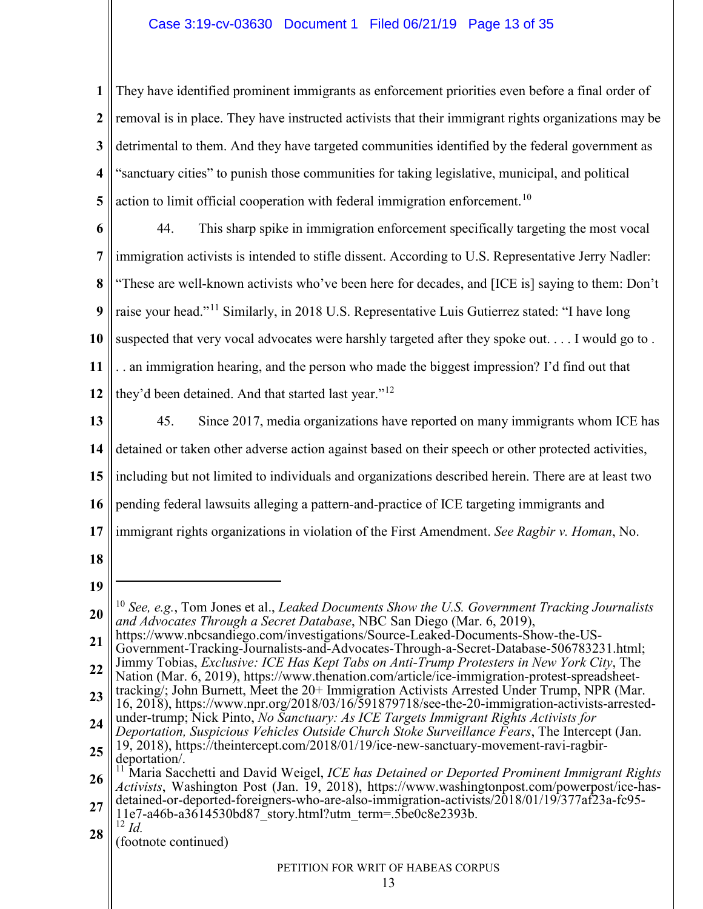They have identified prominent immigrants as enforcement priorities even before a final order of removal is in place. They have instructed activists that their immigrant rights organizations may be detrimental to them. And they have targeted communities identified by the federal government as "sanctuary cities" to punish those communities for taking legislative, municipal, and political action to limit official cooperation with federal immigration enforcement.[10]

44. This sharp spike in immigration enforcement specifically targeting the most vocal immigration activists is intended to stifle dissent. According to U.S. Representative Jerry Nadler: "These are well-known activists who've been here for decades, and [ICE is] saying to them: Don't raise your head."[11] Similarly, in 2018 U.S. Representative Luis Gutierrez stated: "I have long suspected that very vocal advocates were harshly targeted after they spoke out. . . . I would go to . . . an immigration hearing, and the person who made the biggest impression? I'd find out that they'd been detained. And that started last year."[12]

45. Since 2017, media organizations have reported on many immigrants whom ICE has detained or taken other adverse action against based on their speech or other protected activities, including but not limited to individuals and organizations described herein. There are at least two pending federal lawsuits alleging a pattern-and-practice of ICE targeting immigrants and immigrant rights organizations in violation of the First Amendment. *See Ragbir v. Homan*, No.

---

[10] *See, e.g.*, Tom Jones et al., *Leaked Documents Show the U.S. Government Tracking Journalists and Advocates Through a Secret Database*, NBC San Diego (Mar. 6, 2019), https://www.nbcsandiego.com/investigations/Source-Leaked-Documents-Show-the-US-Government-Tracking-Journalists-and-Advocates-Through-a-Secret-Database-506783231.html; Jimmy Tobias, *Exclusive: ICE Has Kept Tabs on Anti-Trump Protesters in New York City*, The Nation (Mar. 6, 2019), https://www.thenation.com/article/ice-immigration-protest-spreadsheet-tracking/; John Burnett, Meet the 20+ Immigration Activists Arrested Under Trump, NPR (Mar. 16, 2018), https://www.npr.org/2018/03/16/591879718/see-the-20-immigration-activists-arrested-under-trump; Nick Pinto, *No Sanctuary: As ICE Targets Immigrant Rights Activists for Deportation, Suspicious Vehicles Outside Church Stoke Surveillance Fears*, The Intercept (Jan. 19, 2018), https://theintercept.com/2018/01/19/ice-new-sanctuary-movement-ravi-ragbir-deportation/.

[11] Maria Sacchetti and David Weigel, *ICE has Detained or Deported Prominent Immigrant Rights Activists*, Washington Post (Jan. 19, 2018), https://www.washingtonpost.com/powerpost/ice-has-detained-or-deported-foreigners-who-are-also-immigration-activists/2018/01/19/377af23a-fc95-11e7-a46b-a3614530bd87_story.html?utm_term=.5be0c8e2393b.

[12] *Id.*

(footnote continued)

PETITION FOR WRIT OF HABEAS CORPUS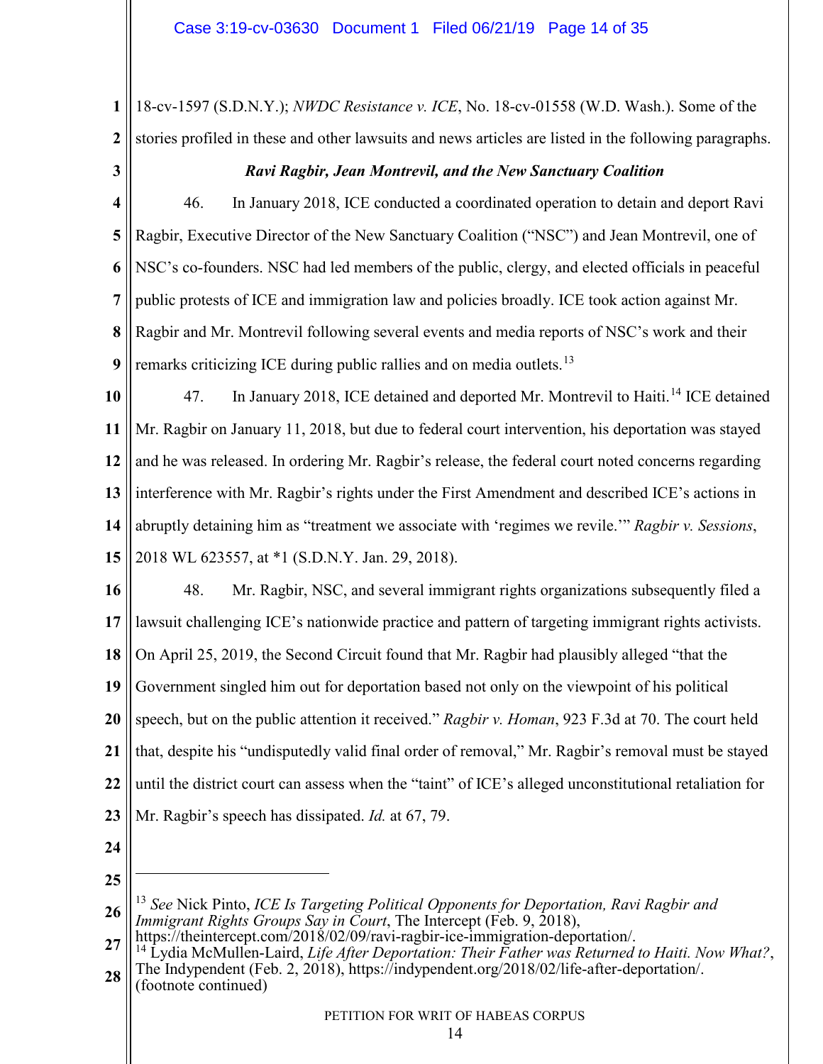18-cv-1597 (S.D.N.Y.); *NWDC Resistance v. ICE*, No. 18-cv-01558 (W.D. Wash.). Some of the stories profiled in these and other lawsuits and news articles are listed in the following paragraphs.

***Ravi Ragbir, Jean Montrevil, and the New Sanctuary Coalition***

46. In January 2018, ICE conducted a coordinated operation to detain and deport Ravi Ragbir, Executive Director of the New Sanctuary Coalition ("NSC") and Jean Montrevil, one of NSC's co-founders. NSC had led members of the public, clergy, and elected officials in peaceful public protests of ICE and immigration law and policies broadly. ICE took action against Mr. Ragbir and Mr. Montrevil following several events and media reports of NSC's work and their remarks criticizing ICE during public rallies and on media outlets.[13]

47. In January 2018, ICE detained and deported Mr. Montrevil to Haiti.[14] ICE detained Mr. Ragbir on January 11, 2018, but due to federal court intervention, his deportation was stayed and he was released. In ordering Mr. Ragbir's release, the federal court noted concerns regarding interference with Mr. Ragbir's rights under the First Amendment and described ICE's actions in abruptly detaining him as "treatment we associate with 'regimes we revile.'" *Ragbir v. Sessions*, 2018 WL 623557, at *1 (S.D.N.Y. Jan. 29, 2018).

48. Mr. Ragbir, NSC, and several immigrant rights organizations subsequently filed a lawsuit challenging ICE's nationwide practice and pattern of targeting immigrant rights activists. On April 25, 2019, the Second Circuit found that Mr. Ragbir had plausibly alleged "that the Government singled him out for deportation based not only on the viewpoint of his political speech, but on the public attention it received." *Ragbir v. Homan*, 923 F.3d at 70. The court held that, despite his "undisputedly valid final order of removal," Mr. Ragbir's removal must be stayed until the district court can assess when the "taint" of ICE's alleged unconstitutional retaliation for Mr. Ragbir's speech has dissipated. *Id.* at 67, 79.

---

[13] *See* Nick Pinto, *ICE Is Targeting Political Opponents for Deportation, Ravi Ragbir and Immigrant Rights Groups Say in Court*, The Intercept (Feb. 9, 2018), https://theintercept.com/2018/02/09/ravi-ragbir-ice-immigration-deportation/.

[14] Lydia McMullen-Laird, *Life After Deportation: Their Father was Returned to Haiti. Now What?*, The Indypendent (Feb. 2, 2018), https://indypendent.org/2018/02/life-after-deportation/. (footnote continued)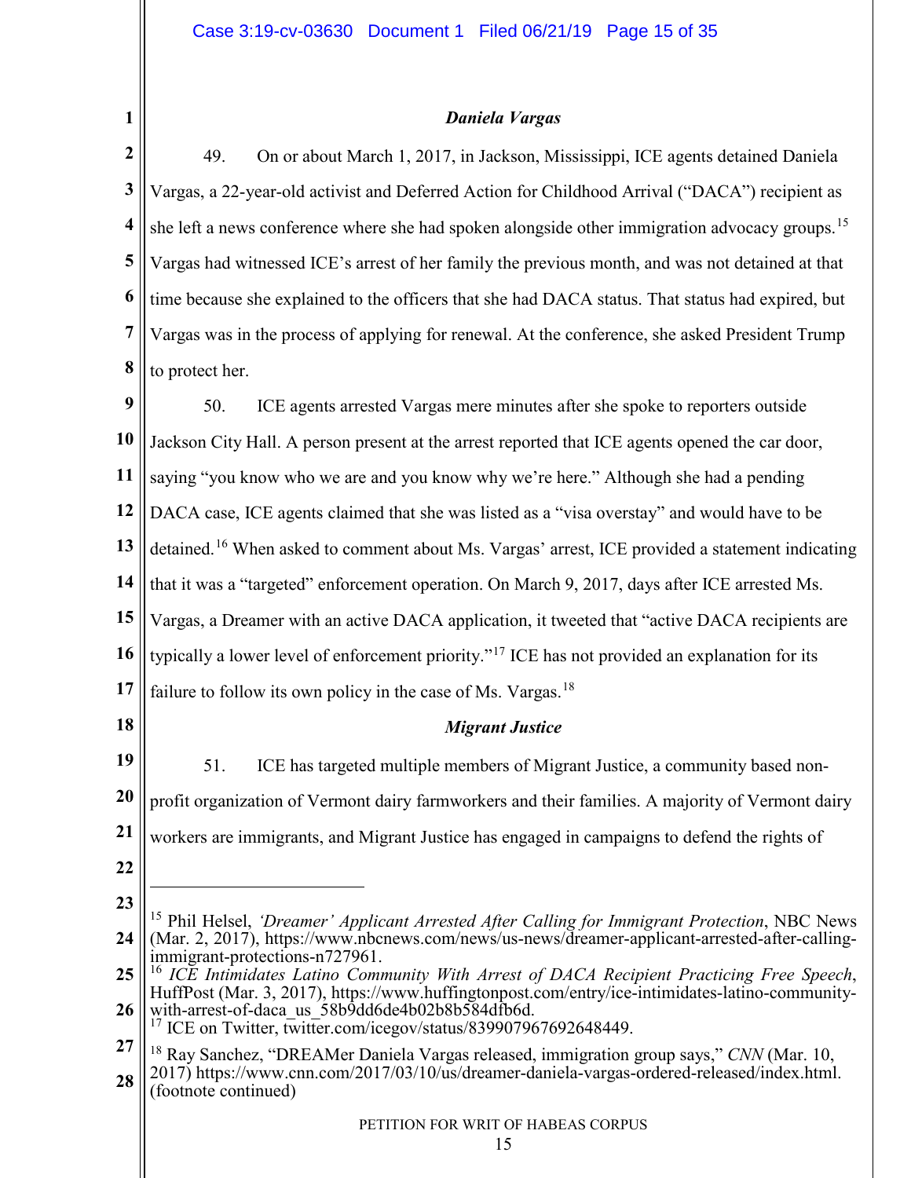*Daniela Vargas*

49. On or about March 1, 2017, in Jackson, Mississippi, ICE agents detained Daniela Vargas, a 22-year-old activist and Deferred Action for Childhood Arrival ("DACA") recipient as she left a news conference where she had spoken alongside other immigration advocacy groups.[15] Vargas had witnessed ICE's arrest of her family the previous month, and was not detained at that time because she explained to the officers that she had DACA status. That status had expired, but Vargas was in the process of applying for renewal. At the conference, she asked President Trump to protect her.

50. ICE agents arrested Vargas mere minutes after she spoke to reporters outside Jackson City Hall. A person present at the arrest reported that ICE agents opened the car door, saying "you know who we are and you know why we're here." Although she had a pending DACA case, ICE agents claimed that she was listed as a "visa overstay" and would have to be detained.[16] When asked to comment about Ms. Vargas' arrest, ICE provided a statement indicating that it was a "targeted" enforcement operation. On March 9, 2017, days after ICE arrested Ms. Vargas, a Dreamer with an active DACA application, it tweeted that "active DACA recipients are typically a lower level of enforcement priority."[17] ICE has not provided an explanation for its failure to follow its own policy in the case of Ms. Vargas.[18]

*Migrant Justice*

51. ICE has targeted multiple members of Migrant Justice, a community based non-profit organization of Vermont dairy farmworkers and their families. A majority of Vermont dairy workers are immigrants, and Migrant Justice has engaged in campaigns to defend the rights of

---

[15] Phil Helsel, *'Dreamer' Applicant Arrested After Calling for Immigrant Protection*, NBC News (Mar. 2, 2017), https://www.nbcnews.com/news/us-news/dreamer-applicant-arrested-after-calling-immigrant-protections-n727961.

[16] *ICE Intimidates Latino Community With Arrest of DACA Recipient Practicing Free Speech*, HuffPost (Mar. 3, 2017), https://www.huffingtonpost.com/entry/ice-intimidates-latino-community-with-arrest-of-daca_us_58b9dd6de4b02b8b584dfb6d.

[17] ICE on Twitter, twitter.com/icegov/status/839907967692648449.

[18] Ray Sanchez, "DREAMer Daniela Vargas released, immigration group says," *CNN* (Mar. 10, 2017) https://www.cnn.com/2017/03/10/us/dreamer-daniela-vargas-ordered-released/index.html. (footnote continued)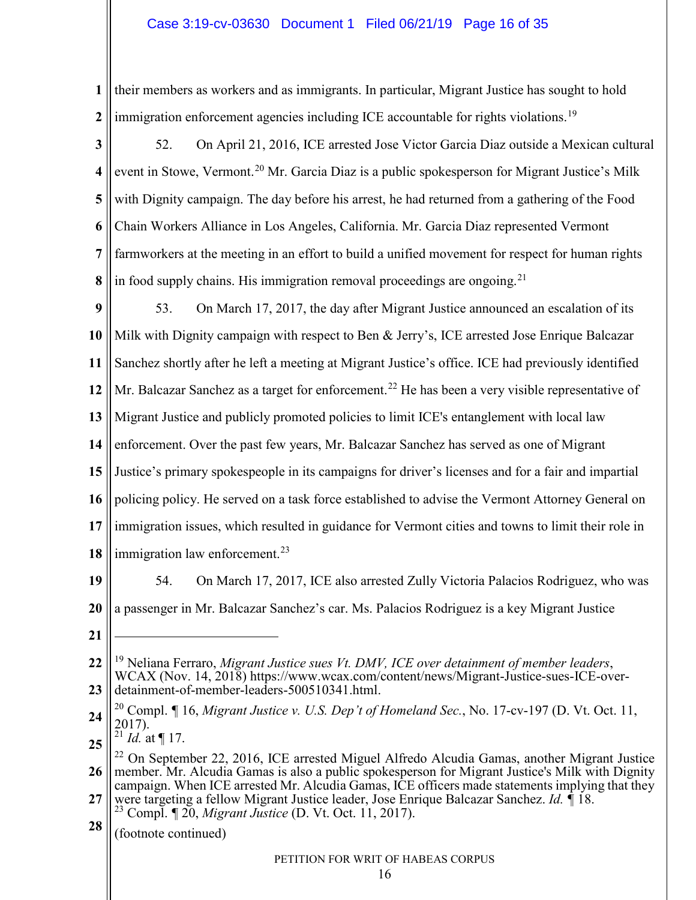their members as workers and as immigrants. In particular, Migrant Justice has sought to hold immigration enforcement agencies including ICE accountable for rights violations.[19]

52. On April 21, 2016, ICE arrested Jose Victor Garcia Diaz outside a Mexican cultural event in Stowe, Vermont.[20] Mr. Garcia Diaz is a public spokesperson for Migrant Justice's Milk with Dignity campaign. The day before his arrest, he had returned from a gathering of the Food Chain Workers Alliance in Los Angeles, California. Mr. Garcia Diaz represented Vermont farmworkers at the meeting in an effort to build a unified movement for respect for human rights in food supply chains. His immigration removal proceedings are ongoing.[21]

53. On March 17, 2017, the day after Migrant Justice announced an escalation of its Milk with Dignity campaign with respect to Ben & Jerry's, ICE arrested Jose Enrique Balcazar Sanchez shortly after he left a meeting at Migrant Justice's office. ICE had previously identified Mr. Balcazar Sanchez as a target for enforcement.[22] He has been a very visible representative of Migrant Justice and publicly promoted policies to limit ICE's entanglement with local law enforcement. Over the past few years, Mr. Balcazar Sanchez has served as one of Migrant Justice's primary spokespeople in its campaigns for driver's licenses and for a fair and impartial policing policy. He served on a task force established to advise the Vermont Attorney General on immigration issues, which resulted in guidance for Vermont cities and towns to limit their role in immigration law enforcement.[23]

54. On March 17, 2017, ICE also arrested Zully Victoria Palacios Rodriguez, who was a passenger in Mr. Balcazar Sanchez's car. Ms. Palacios Rodriguez is a key Migrant Justice

---

[19] Neliana Ferraro, *Migrant Justice sues Vt. DMV, ICE over detainment of member leaders*, WCAX (Nov. 14, 2018) https://www.wcax.com/content/news/Migrant-Justice-sues-ICE-over-detainment-of-member-leaders-500510341.html.

[20] Compl. ¶ 16, *Migrant Justice v. U.S. Dep't of Homeland Sec.*, No. 17-cv-197 (D. Vt. Oct. 11, 2017).

[21] *Id.* at ¶ 17.

[22] On September 22, 2016, ICE arrested Miguel Alfredo Alcudia Gamas, another Migrant Justice member. Mr. Alcudia Gamas is also a public spokesperson for Migrant Justice's Milk with Dignity campaign. When ICE arrested Mr. Alcudia Gamas, ICE officers made statements implying that they were targeting a fellow Migrant Justice leader, Jose Enrique Balcazar Sanchez. *Id.* ¶ 18.

[23] Compl. ¶ 20, *Migrant Justice* (D. Vt. Oct. 11, 2017).

(footnote continued)

PETITION FOR WRIT OF HABEAS CORPUS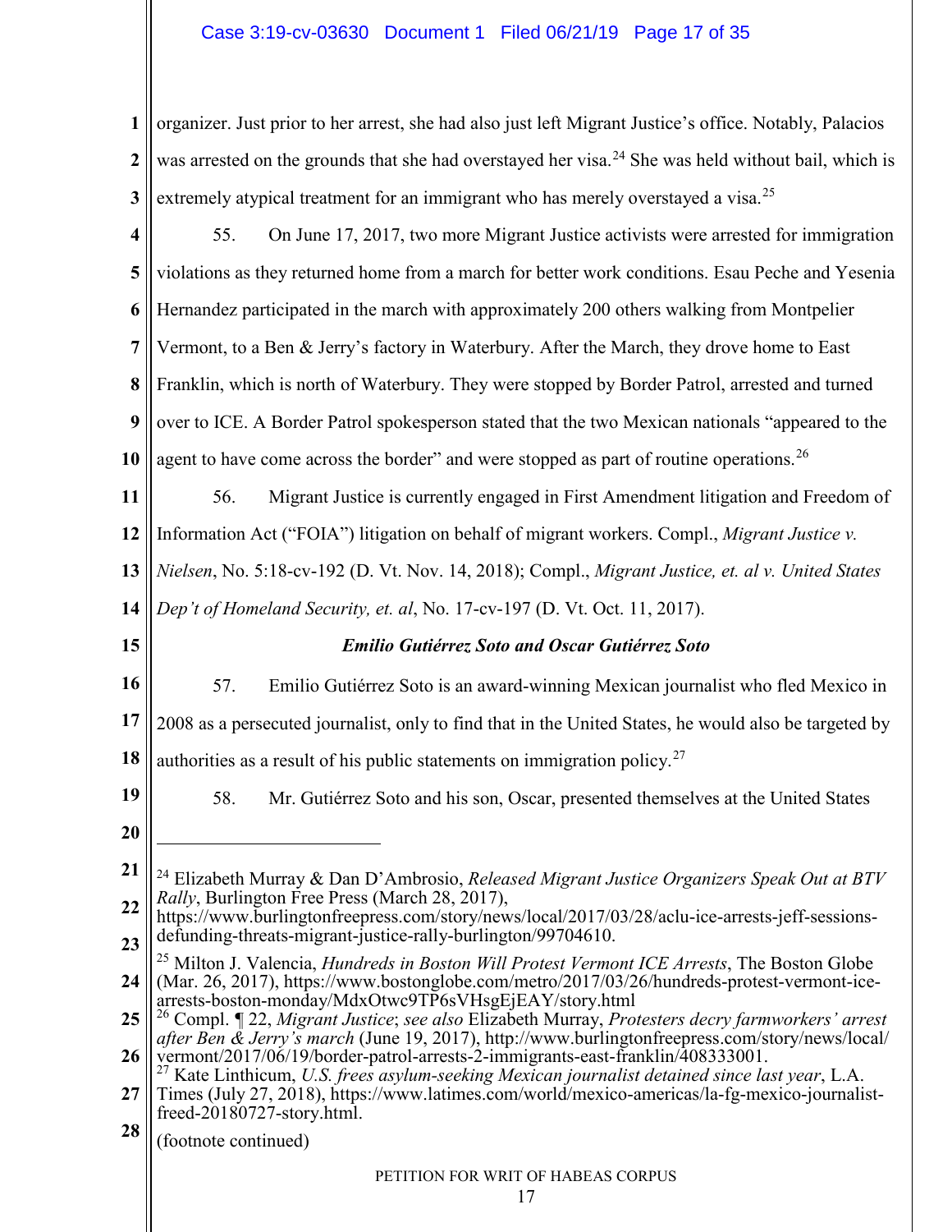organizer. Just prior to her arrest, she had also just left Migrant Justice's office. Notably, Palacios was arrested on the grounds that she had overstayed her visa.[24] She was held without bail, which is extremely atypical treatment for an immigrant who has merely overstayed a visa.[25]

55. On June 17, 2017, two more Migrant Justice activists were arrested for immigration violations as they returned home from a march for better work conditions. Esau Peche and Yesenia Hernandez participated in the march with approximately 200 others walking from Montpelier Vermont, to a Ben & Jerry's factory in Waterbury. After the March, they drove home to East Franklin, which is north of Waterbury. They were stopped by Border Patrol, arrested and turned over to ICE. A Border Patrol spokesperson stated that the two Mexican nationals "appeared to the agent to have come across the border" and were stopped as part of routine operations.[26]

56. Migrant Justice is currently engaged in First Amendment litigation and Freedom of Information Act ("FOIA") litigation on behalf of migrant workers. Compl., *Migrant Justice v. Nielsen*, No. 5:18-cv-192 (D. Vt. Nov. 14, 2018); Compl., *Migrant Justice, et. al v. United States Dep't of Homeland Security, et. al*, No. 17-cv-197 (D. Vt. Oct. 11, 2017).

***Emilio Gutiérrez Soto and Oscar Gutiérrez Soto***

57. Emilio Gutiérrez Soto is an award-winning Mexican journalist who fled Mexico in 2008 as a persecuted journalist, only to find that in the United States, he would also be targeted by authorities as a result of his public statements on immigration policy.[27]

58. Mr. Gutiérrez Soto and his son, Oscar, presented themselves at the United States

---

[24] Elizabeth Murray & Dan D'Ambrosio, *Released Migrant Justice Organizers Speak Out at BTV Rally*, Burlington Free Press (March 28, 2017), https://www.burlingtonfreepress.com/story/news/local/2017/03/28/aclu-ice-arrests-jeff-sessions-defunding-threats-migrant-justice-rally-burlington/99704610.

[25] Milton J. Valencia, *Hundreds in Boston Will Protest Vermont ICE Arrests*, The Boston Globe (Mar. 26, 2017), https://www.bostonglobe.com/metro/2017/03/26/hundreds-protest-vermont-ice-arrests-boston-monday/MdxOtwc9TP6sVHsgEjEAY/story.html

[26] Compl. ¶ 22, *Migrant Justice*; *see also* Elizabeth Murray, *Protesters decry farmworkers' arrest after Ben & Jerry's march* (June 19, 2017), http://www.burlingtonfreepress.com/story/news/local/vermont/2017/06/19/border-patrol-arrests-2-immigrants-east-franklin/408333001.

[27] Kate Linthicum, *U.S. frees asylum-seeking Mexican journalist detained since last year*, L.A. Times (July 27, 2018), https://www.latimes.com/world/mexico-americas/la-fg-mexico-journalist-freed-20180727-story.html.

(footnote continued)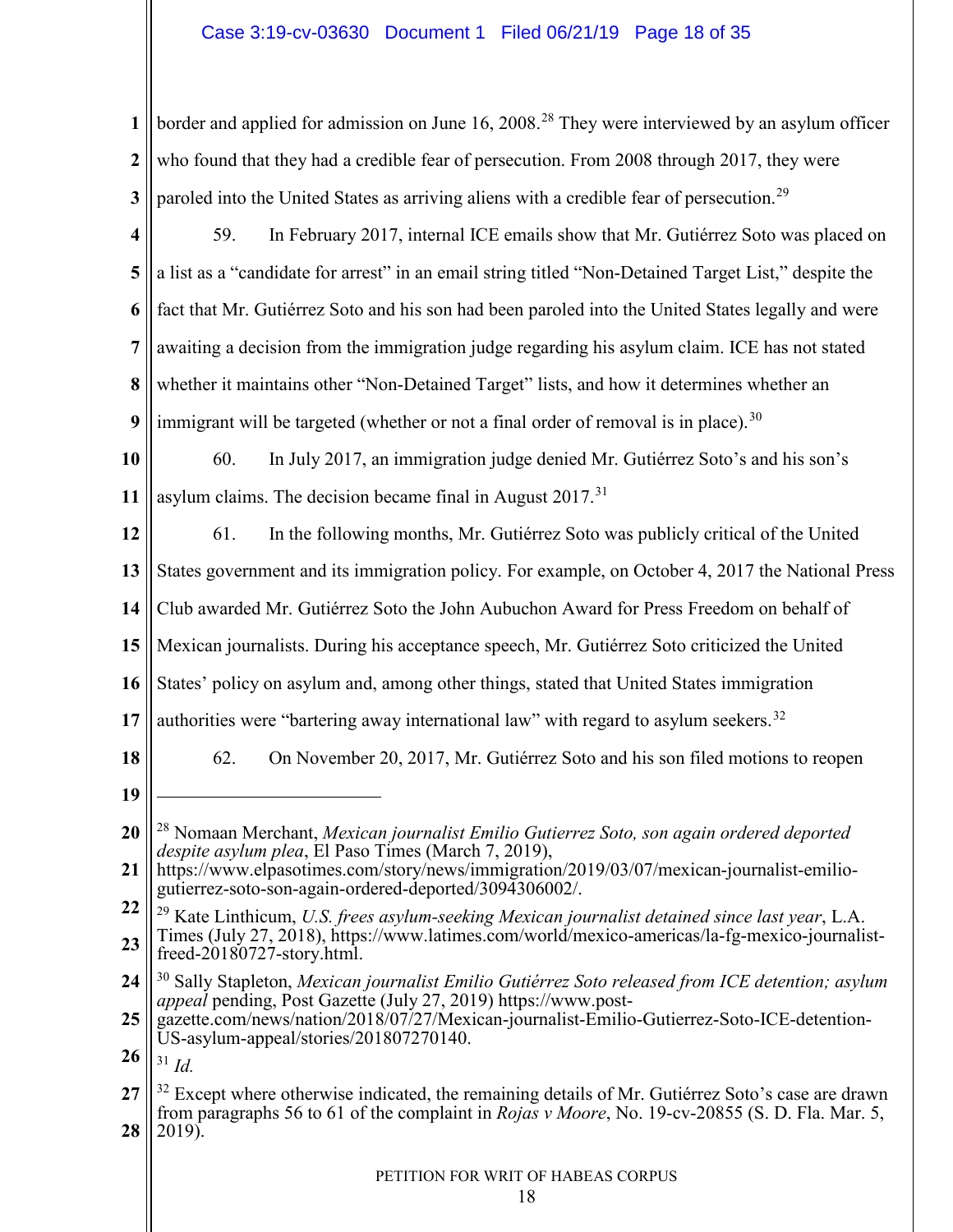border and applied for admission on June 16, 2008.[28] They were interviewed by an asylum officer who found that they had a credible fear of persecution. From 2008 through 2017, they were paroled into the United States as arriving aliens with a credible fear of persecution.[29]

59. In February 2017, internal ICE emails show that Mr. Gutiérrez Soto was placed on a list as a "candidate for arrest" in an email string titled "Non-Detained Target List," despite the fact that Mr. Gutiérrez Soto and his son had been paroled into the United States legally and were awaiting a decision from the immigration judge regarding his asylum claim. ICE has not stated whether it maintains other "Non-Detained Target" lists, and how it determines whether an immigrant will be targeted (whether or not a final order of removal is in place).[30]

60. In July 2017, an immigration judge denied Mr. Gutiérrez Soto's and his son's asylum claims. The decision became final in August 2017.[31]

61. In the following months, Mr. Gutiérrez Soto was publicly critical of the United States government and its immigration policy. For example, on October 4, 2017 the National Press Club awarded Mr. Gutiérrez Soto the John Aubuchon Award for Press Freedom on behalf of Mexican journalists. During his acceptance speech, Mr. Gutiérrez Soto criticized the United States' policy on asylum and, among other things, stated that United States immigration authorities were "bartering away international law" with regard to asylum seekers.[32]

62. On November 20, 2017, Mr. Gutiérrez Soto and his son filed motions to reopen

---

[28] Nomaan Merchant, *Mexican journalist Emilio Gutierrez Soto, son again ordered deported despite asylum plea*, El Paso Times (March 7, 2019), https://www.elpasotimes.com/story/news/immigration/2019/03/07/mexican-journalist-emilio-gutierrez-soto-son-again-ordered-deported/3094306002/.

[29] Kate Linthicum, *U.S. frees asylum-seeking Mexican journalist detained since last year*, L.A. Times (July 27, 2018), https://www.latimes.com/world/mexico-americas/la-fg-mexico-journalist-freed-20180727-story.html.

[30] Sally Stapleton, *Mexican journalist Emilio Gutiérrez Soto released from ICE detention; asylum appeal* pending, Post Gazette (July 27, 2019) https://www.post-gazette.com/news/nation/2018/07/27/Mexican-journalist-Emilio-Gutierrez-Soto-ICE-detention-US-asylum-appeal/stories/201807270140.

[31] *Id.*

[32] Except where otherwise indicated, the remaining details of Mr. Gutiérrez Soto's case are drawn from paragraphs 56 to 61 of the complaint in *Rojas v Moore*, No. 19-cv-20855 (S. D. Fla. Mar. 5, 2019).

PETITION FOR WRIT OF HABEAS CORPUS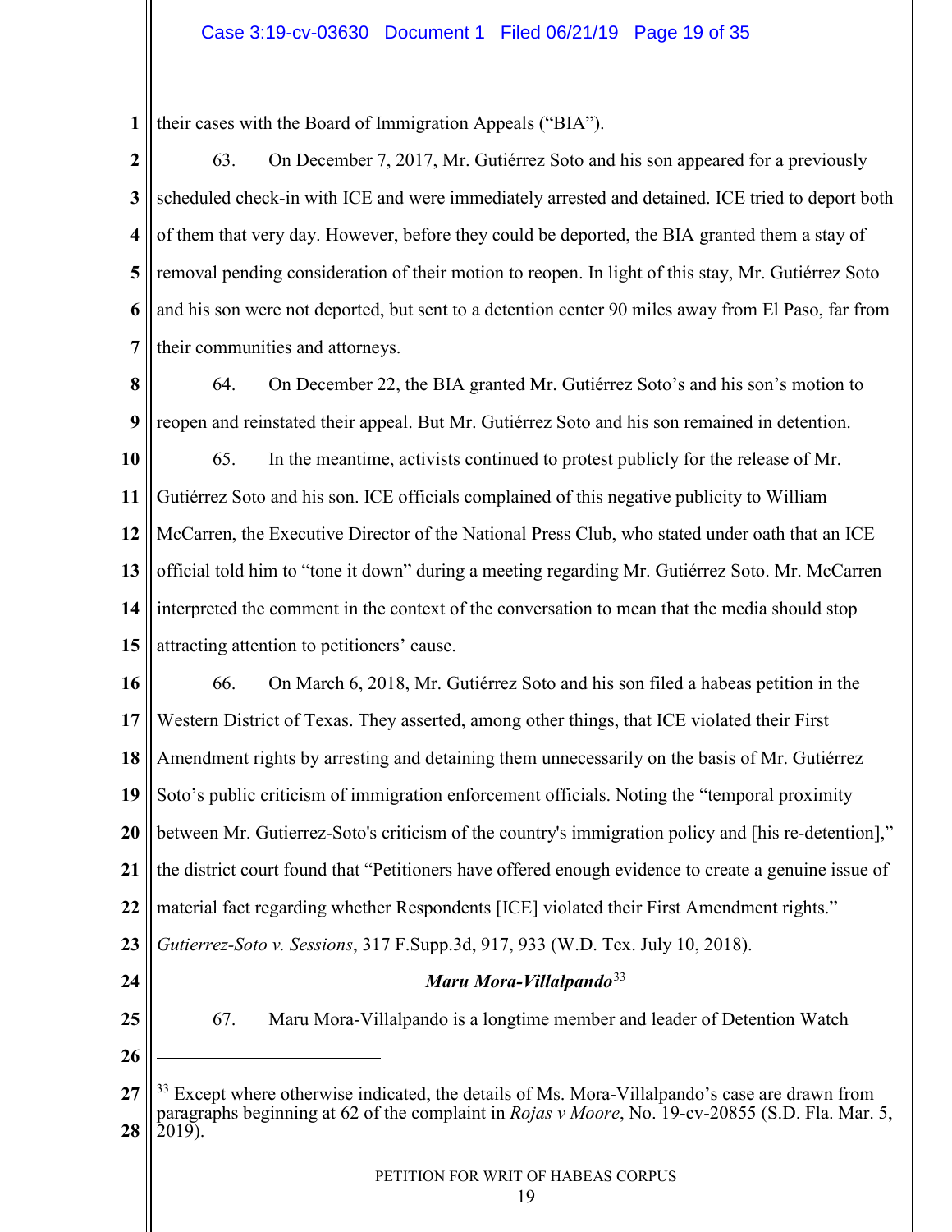their cases with the Board of Immigration Appeals ("BIA").

63. On December 7, 2017, Mr. Gutiérrez Soto and his son appeared for a previously scheduled check-in with ICE and were immediately arrested and detained. ICE tried to deport both of them that very day. However, before they could be deported, the BIA granted them a stay of removal pending consideration of their motion to reopen. In light of this stay, Mr. Gutiérrez Soto and his son were not deported, but sent to a detention center 90 miles away from El Paso, far from their communities and attorneys.

64. On December 22, the BIA granted Mr. Gutiérrez Soto's and his son's motion to reopen and reinstated their appeal. But Mr. Gutiérrez Soto and his son remained in detention.

65. In the meantime, activists continued to protest publicly for the release of Mr. Gutiérrez Soto and his son. ICE officials complained of this negative publicity to William McCarren, the Executive Director of the National Press Club, who stated under oath that an ICE official told him to "tone it down" during a meeting regarding Mr. Gutiérrez Soto. Mr. McCarren interpreted the comment in the context of the conversation to mean that the media should stop attracting attention to petitioners' cause.

66. On March 6, 2018, Mr. Gutiérrez Soto and his son filed a habeas petition in the Western District of Texas. They asserted, among other things, that ICE violated their First Amendment rights by arresting and detaining them unnecessarily on the basis of Mr. Gutiérrez Soto's public criticism of immigration enforcement officials. Noting the "temporal proximity between Mr. Gutierrez-Soto's criticism of the country's immigration policy and [his re-detention]," the district court found that "Petitioners have offered enough evidence to create a genuine issue of material fact regarding whether Respondents [ICE] violated their First Amendment rights." *Gutierrez-Soto v. Sessions*, 317 F.Supp.3d, 917, 933 (W.D. Tex. July 10, 2018).

***Maru Mora-Villalpando***[33]

67. Maru Mora-Villalpando is a longtime member and leader of Detention Watch

---

[33] Except where otherwise indicated, the details of Ms. Mora-Villalpando's case are drawn from paragraphs beginning at 62 of the complaint in *Rojas v Moore*, No. 19-cv-20855 (S.D. Fla. Mar. 5, 2019).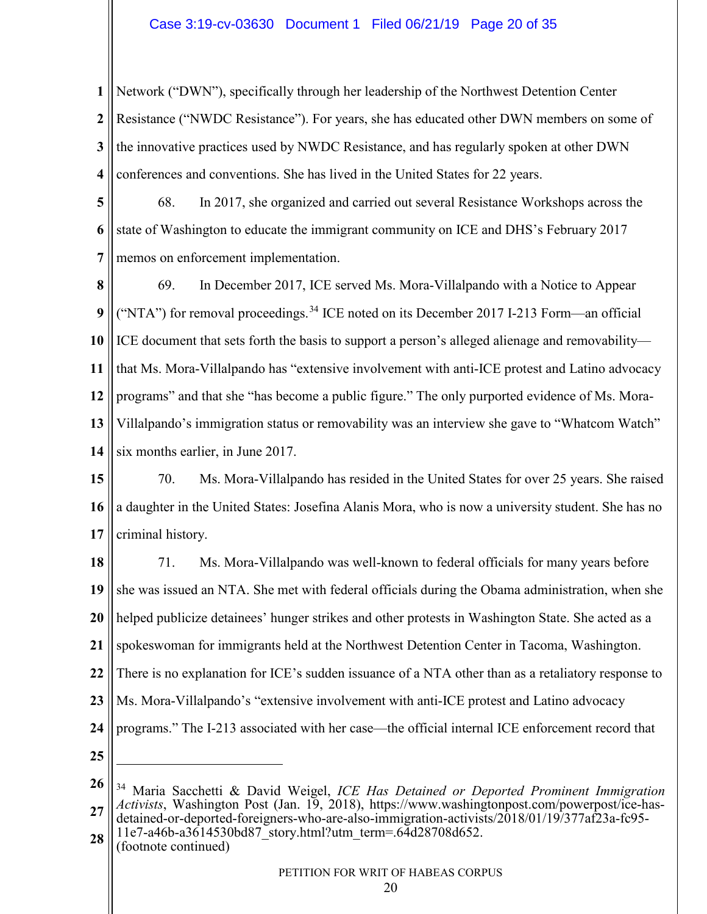Network ("DWN"), specifically through her leadership of the Northwest Detention Center Resistance ("NWDC Resistance"). For years, she has educated other DWN members on some of the innovative practices used by NWDC Resistance, and has regularly spoken at other DWN conferences and conventions. She has lived in the United States for 22 years.

68. In 2017, she organized and carried out several Resistance Workshops across the state of Washington to educate the immigrant community on ICE and DHS's February 2017 memos on enforcement implementation.

69. In December 2017, ICE served Ms. Mora-Villalpando with a Notice to Appear ("NTA") for removal proceedings.[34] ICE noted on its December 2017 I-213 Form—an official ICE document that sets forth the basis to support a person's alleged alienage and removability—that Ms. Mora-Villalpando has "extensive involvement with anti-ICE protest and Latino advocacy programs" and that she "has become a public figure." The only purported evidence of Ms. Mora-Villalpando's immigration status or removability was an interview she gave to "Whatcom Watch" six months earlier, in June 2017.

70. Ms. Mora-Villalpando has resided in the United States for over 25 years. She raised a daughter in the United States: Josefina Alanis Mora, who is now a university student. She has no criminal history.

71. Ms. Mora-Villalpando was well-known to federal officials for many years before she was issued an NTA. She met with federal officials during the Obama administration, when she helped publicize detainees' hunger strikes and other protests in Washington State. She acted as a spokeswoman for immigrants held at the Northwest Detention Center in Tacoma, Washington. There is no explanation for ICE's sudden issuance of a NTA other than as a retaliatory response to Ms. Mora-Villalpando's "extensive involvement with anti-ICE protest and Latino advocacy programs." The I-213 associated with her case—the official internal ICE enforcement record that

---

[34] Maria Sacchetti & David Weigel, *ICE Has Detained or Deported Prominent Immigration Activists*, Washington Post (Jan. 19, 2018), https://www.washingtonpost.com/powerpost/ice-has-detained-or-deported-foreigners-who-are-also-immigration-activists/2018/01/19/377af23a-fc95-11e7-a46b-a3614530bd87_story.html?utm_term=.64d28708d652.
(footnote continued)

PETITION FOR WRIT OF HABEAS CORPUS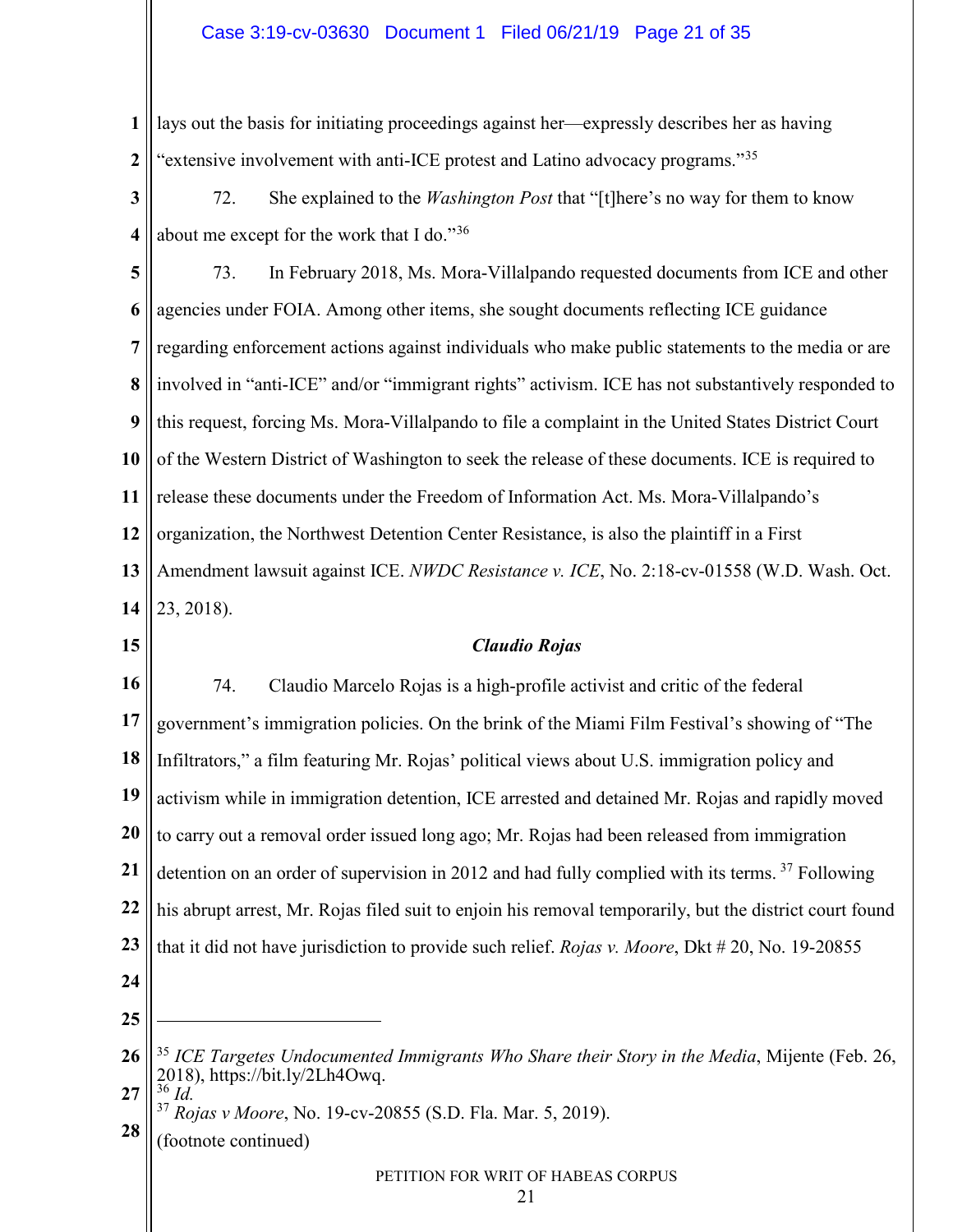lays out the basis for initiating proceedings against her—expressly describes her as having "extensive involvement with anti-ICE protest and Latino advocacy programs."[35]

72. She explained to the *Washington Post* that "[t]here's no way for them to know about me except for the work that I do."[36]

73. In February 2018, Ms. Mora-Villalpando requested documents from ICE and other agencies under FOIA. Among other items, she sought documents reflecting ICE guidance regarding enforcement actions against individuals who make public statements to the media or are involved in "anti-ICE" and/or "immigrant rights" activism. ICE has not substantively responded to this request, forcing Ms. Mora-Villalpando to file a complaint in the United States District Court of the Western District of Washington to seek the release of these documents. ICE is required to release these documents under the Freedom of Information Act. Ms. Mora-Villalpando's organization, the Northwest Detention Center Resistance, is also the plaintiff in a First Amendment lawsuit against ICE. *NWDC Resistance v. ICE*, No. 2:18-cv-01558 (W.D. Wash. Oct. 23, 2018).

***Claudio Rojas***

74. Claudio Marcelo Rojas is a high-profile activist and critic of the federal government's immigration policies. On the brink of the Miami Film Festival's showing of "The Infiltrators," a film featuring Mr. Rojas' political views about U.S. immigration policy and activism while in immigration detention, ICE arrested and detained Mr. Rojas and rapidly moved to carry out a removal order issued long ago; Mr. Rojas had been released from immigration detention on an order of supervision in 2012 and had fully complied with its terms.[37] Following his abrupt arrest, Mr. Rojas filed suit to enjoin his removal temporarily, but the district court found that it did not have jurisdiction to provide such relief. *Rojas v. Moore*, Dkt # 20, No. 19-20855

---

[35] *ICE Targetes Undocumented Immigrants Who Share their Story in the Media*, Mijente (Feb. 26, 2018), https://bit.ly/2Lh4Owq.

[36] *Id.*

[37] *Rojas v Moore*, No. 19-cv-20855 (S.D. Fla. Mar. 5, 2019).

(footnote continued)

PETITION FOR WRIT OF HABEAS CORPUS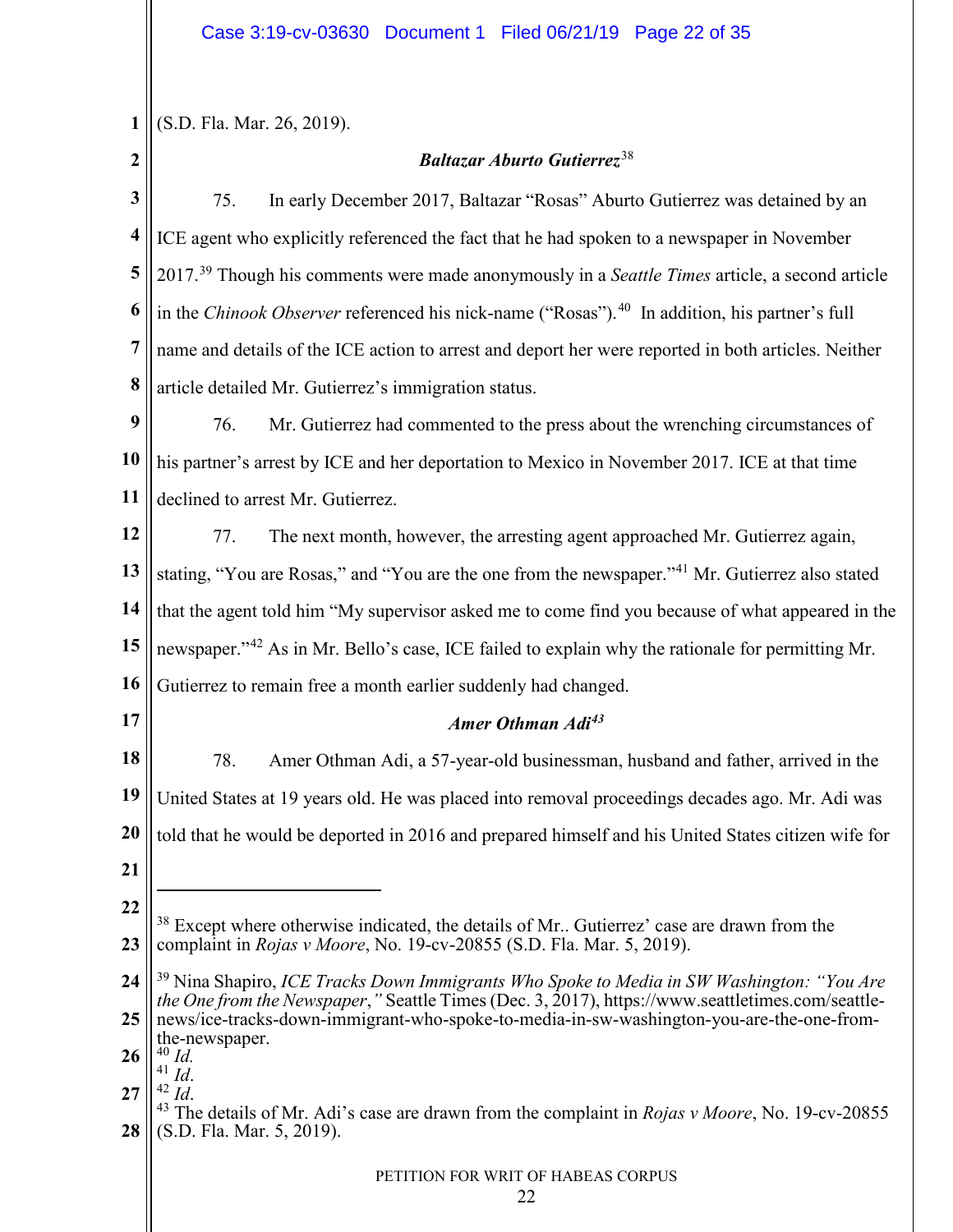(S.D. Fla. Mar. 26, 2019).

***Baltazar Aburto Gutierrez***[38]

75. In early December 2017, Baltazar "Rosas" Aburto Gutierrez was detained by an ICE agent who explicitly referenced the fact that he had spoken to a newspaper in November 2017.[39] Though his comments were made anonymously in a *Seattle Times* article, a second article in the *Chinook Observer* referenced his nick-name ("Rosas").[40] In addition, his partner's full name and details of the ICE action to arrest and deport her were reported in both articles. Neither article detailed Mr. Gutierrez's immigration status.

76. Mr. Gutierrez had commented to the press about the wrenching circumstances of his partner's arrest by ICE and her deportation to Mexico in November 2017. ICE at that time declined to arrest Mr. Gutierrez.

77. The next month, however, the arresting agent approached Mr. Gutierrez again, stating, "You are Rosas," and "You are the one from the newspaper."[41] Mr. Gutierrez also stated that the agent told him "My supervisor asked me to come find you because of what appeared in the newspaper."[42] As in Mr. Bello's case, ICE failed to explain why the rationale for permitting Mr. Gutierrez to remain free a month earlier suddenly had changed.

***Amer Othman Adi***[43]

78. Amer Othman Adi, a 57-year-old businessman, husband and father, arrived in the United States at 19 years old. He was placed into removal proceedings decades ago. Mr. Adi was told that he would be deported in 2016 and prepared himself and his United States citizen wife for

---

[38] Except where otherwise indicated, the details of Mr.. Gutierrez' case are drawn from the complaint in *Rojas v Moore*, No. 19-cv-20855 (S.D. Fla. Mar. 5, 2019).

[39] Nina Shapiro, *ICE Tracks Down Immigrants Who Spoke to Media in SW Washington: "You Are the One from the Newspaper*,*"* Seattle Times (Dec. 3, 2017), https://www.seattletimes.com/seattle-news/ice-tracks-down-immigrant-who-spoke-to-media-in-sw-washington-you-are-the-one-from-the-newspaper.

[40] *Id.*

[41] *Id*.

[42] *Id*.

[43] The details of Mr. Adi's case are drawn from the complaint in *Rojas v Moore*, No. 19-cv-20855 (S.D. Fla. Mar. 5, 2019).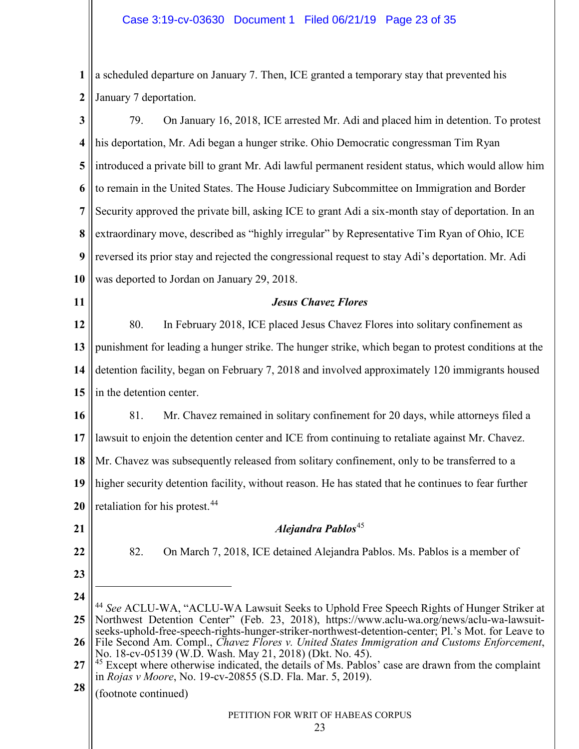a scheduled departure on January 7. Then, ICE granted a temporary stay that prevented his January 7 deportation.

79. On January 16, 2018, ICE arrested Mr. Adi and placed him in detention. To protest his deportation, Mr. Adi began a hunger strike. Ohio Democratic congressman Tim Ryan introduced a private bill to grant Mr. Adi lawful permanent resident status, which would allow him to remain in the United States. The House Judiciary Subcommittee on Immigration and Border Security approved the private bill, asking ICE to grant Adi a six-month stay of deportation. In an extraordinary move, described as "highly irregular" by Representative Tim Ryan of Ohio, ICE reversed its prior stay and rejected the congressional request to stay Adi's deportation. Mr. Adi was deported to Jordan on January 29, 2018.

***Jesus Chavez Flores***

80. In February 2018, ICE placed Jesus Chavez Flores into solitary confinement as punishment for leading a hunger strike. The hunger strike, which began to protest conditions at the detention facility, began on February 7, 2018 and involved approximately 120 immigrants housed in the detention center.

81. Mr. Chavez remained in solitary confinement for 20 days, while attorneys filed a lawsuit to enjoin the detention center and ICE from continuing to retaliate against Mr. Chavez. Mr. Chavez was subsequently released from solitary confinement, only to be transferred to a higher security detention facility, without reason. He has stated that he continues to fear further retaliation for his protest.[44]

***Alejandra Pablos***[45]

82. On March 7, 2018, ICE detained Alejandra Pablos. Ms. Pablos is a member of

---

[44] *See* ACLU-WA, "ACLU-WA Lawsuit Seeks to Uphold Free Speech Rights of Hunger Striker at Northwest Detention Center" (Feb. 23, 2018), https://www.aclu-wa.org/news/aclu-wa-lawsuit-seeks-uphold-free-speech-rights-hunger-striker-northwest-detention-center; Pl.'s Mot. for Leave to File Second Am. Compl., *Chavez Flores v. United States Immigration and Customs Enforcement*, No. 18-cv-05139 (W.D. Wash. May 21, 2018) (Dkt. No. 45).

[45] Except where otherwise indicated, the details of Ms. Pablos' case are drawn from the complaint in *Rojas v Moore*, No. 19-cv-20855 (S.D. Fla. Mar. 5, 2019).

(footnote continued)

PETITION FOR WRIT OF HABEAS CORPUS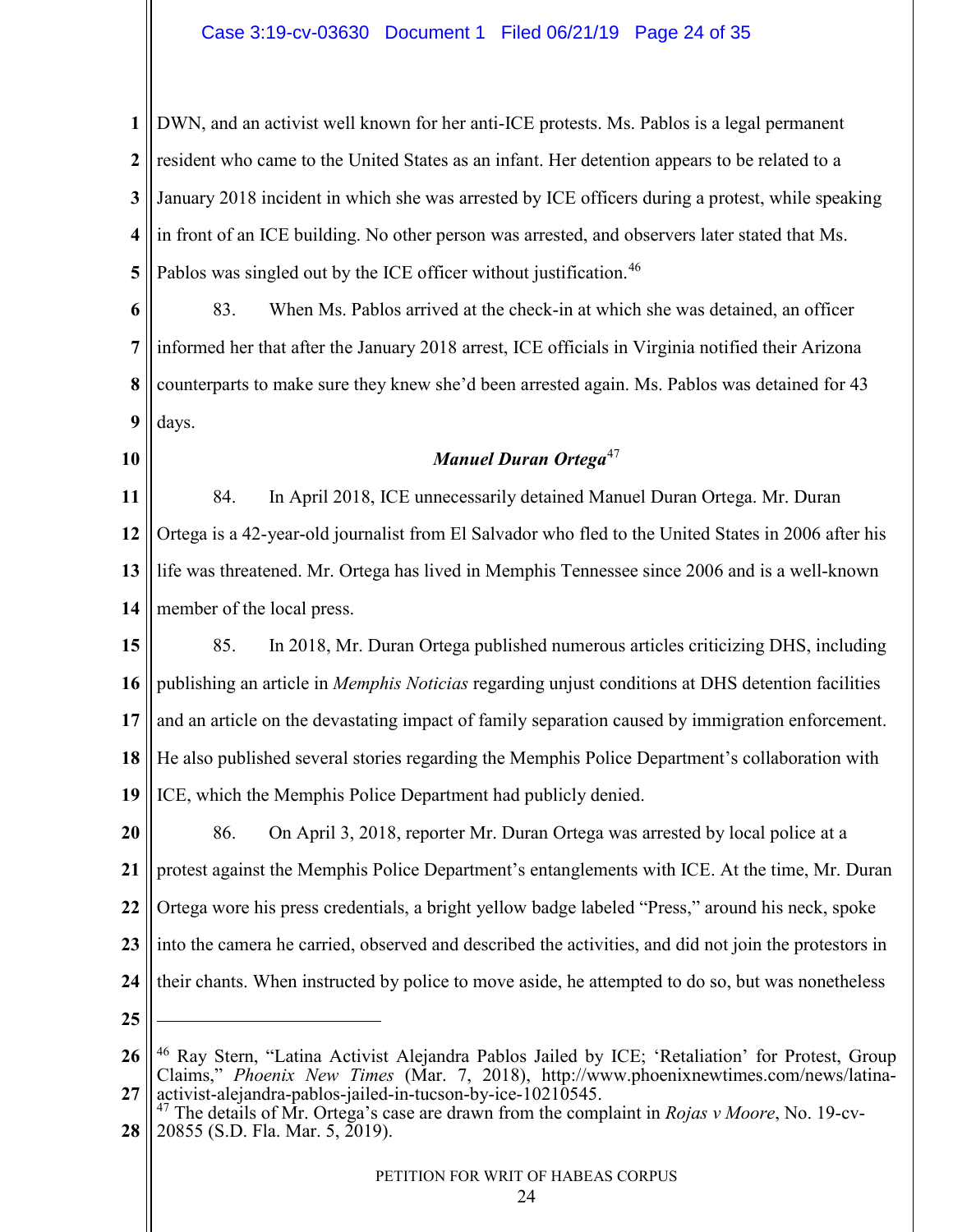DWN, and an activist well known for her anti-ICE protests. Ms. Pablos is a legal permanent resident who came to the United States as an infant. Her detention appears to be related to a January 2018 incident in which she was arrested by ICE officers during a protest, while speaking in front of an ICE building. No other person was arrested, and observers later stated that Ms. Pablos was singled out by the ICE officer without justification.[46]

83. When Ms. Pablos arrived at the check-in at which she was detained, an officer informed her that after the January 2018 arrest, ICE officials in Virginia notified their Arizona counterparts to make sure they knew she'd been arrested again. Ms. Pablos was detained for 43 days.

***Manuel Duran Ortega***[47]

84. In April 2018, ICE unnecessarily detained Manuel Duran Ortega. Mr. Duran Ortega is a 42-year-old journalist from El Salvador who fled to the United States in 2006 after his life was threatened. Mr. Ortega has lived in Memphis Tennessee since 2006 and is a well-known member of the local press.

85. In 2018, Mr. Duran Ortega published numerous articles criticizing DHS, including publishing an article in *Memphis Noticias* regarding unjust conditions at DHS detention facilities and an article on the devastating impact of family separation caused by immigration enforcement. He also published several stories regarding the Memphis Police Department's collaboration with ICE, which the Memphis Police Department had publicly denied.

86. On April 3, 2018, reporter Mr. Duran Ortega was arrested by local police at a protest against the Memphis Police Department's entanglements with ICE. At the time, Mr. Duran Ortega wore his press credentials, a bright yellow badge labeled "Press," around his neck, spoke into the camera he carried, observed and described the activities, and did not join the protestors in their chants. When instructed by police to move aside, he attempted to do so, but was nonetheless

---

[46] Ray Stern, "Latina Activist Alejandra Pablos Jailed by ICE; 'Retaliation' for Protest, Group Claims," *Phoenix New Times* (Mar. 7, 2018), http://www.phoenixnewtimes.com/news/latina-activist-alejandra-pablos-jailed-in-tucson-by-ice-10210545.

[47] The details of Mr. Ortega's case are drawn from the complaint in *Rojas v Moore*, No. 19-cv-20855 (S.D. Fla. Mar. 5, 2019).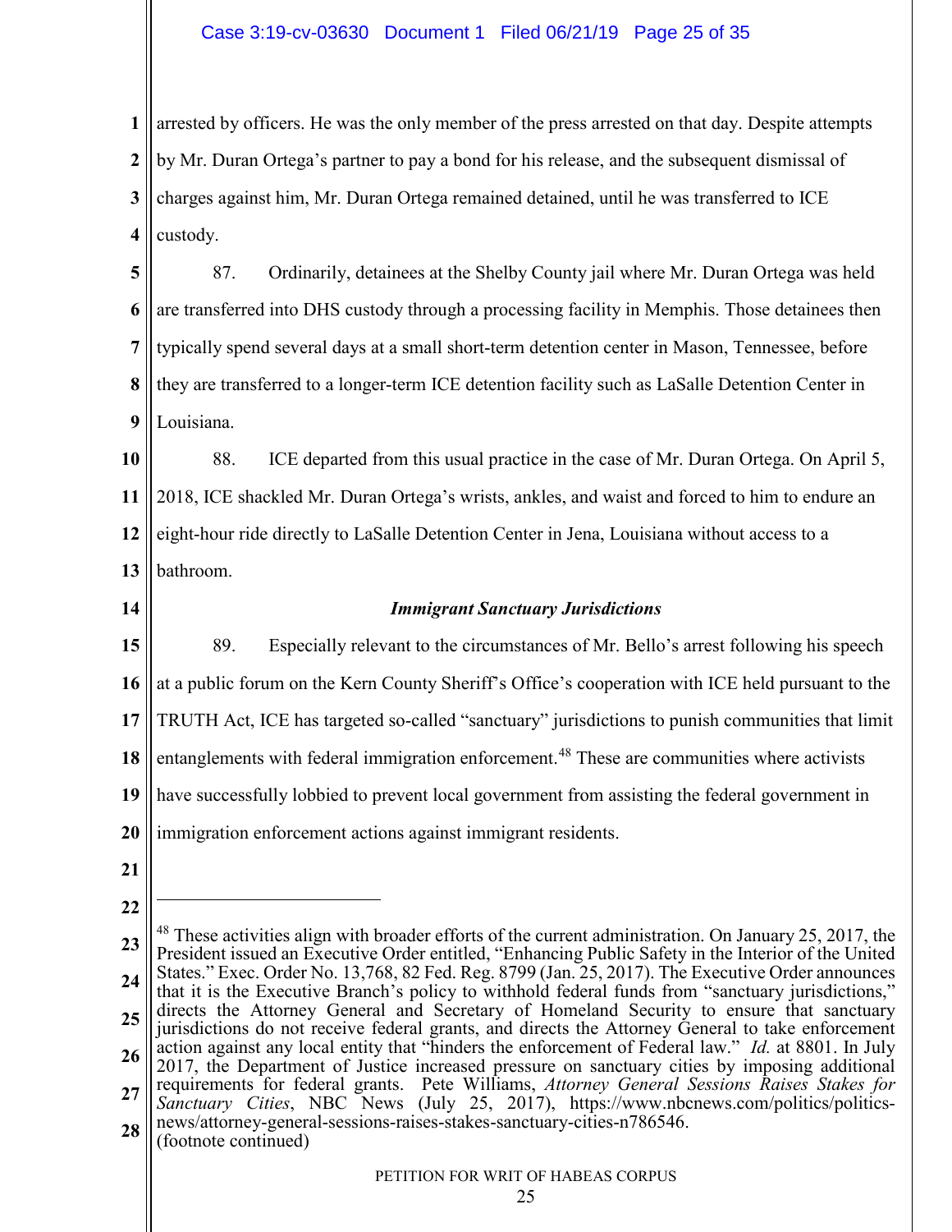arrested by officers. He was the only member of the press arrested on that day. Despite attempts by Mr. Duran Ortega's partner to pay a bond for his release, and the subsequent dismissal of charges against him, Mr. Duran Ortega remained detained, until he was transferred to ICE custody.

87. Ordinarily, detainees at the Shelby County jail where Mr. Duran Ortega was held are transferred into DHS custody through a processing facility in Memphis. Those detainees then typically spend several days at a small short-term detention center in Mason, Tennessee, before they are transferred to a longer-term ICE detention facility such as LaSalle Detention Center in Louisiana.

88. ICE departed from this usual practice in the case of Mr. Duran Ortega. On April 5, 2018, ICE shackled Mr. Duran Ortega's wrists, ankles, and waist and forced to him to endure an eight-hour ride directly to LaSalle Detention Center in Jena, Louisiana without access to a bathroom.

### *Immigrant Sanctuary Jurisdictions*

89. Especially relevant to the circumstances of Mr. Bello's arrest following his speech at a public forum on the Kern County Sheriff's Office's cooperation with ICE held pursuant to the TRUTH Act, ICE has targeted so-called "sanctuary" jurisdictions to punish communities that limit entanglements with federal immigration enforcement.[48] These are communities where activists have successfully lobbied to prevent local government from assisting the federal government in immigration enforcement actions against immigrant residents.

---

[48] These activities align with broader efforts of the current administration. On January 25, 2017, the President issued an Executive Order entitled, "Enhancing Public Safety in the Interior of the United States." Exec. Order No. 13,768, 82 Fed. Reg. 8799 (Jan. 25, 2017). The Executive Order announces that it is the Executive Branch's policy to withhold federal funds from "sanctuary jurisdictions," directs the Attorney General and Secretary of Homeland Security to ensure that sanctuary jurisdictions do not receive federal grants, and directs the Attorney General to take enforcement action against any local entity that "hinders the enforcement of Federal law." *Id.* at 8801. In July 2017, the Department of Justice increased pressure on sanctuary cities by imposing additional requirements for federal grants. Pete Williams, *Attorney General Sessions Raises Stakes for Sanctuary Cities*, NBC News (July 25, 2017), https://www.nbcnews.com/politics/politics-news/attorney-general-sessions-raises-stakes-sanctuary-cities-n786546.
(footnote continued)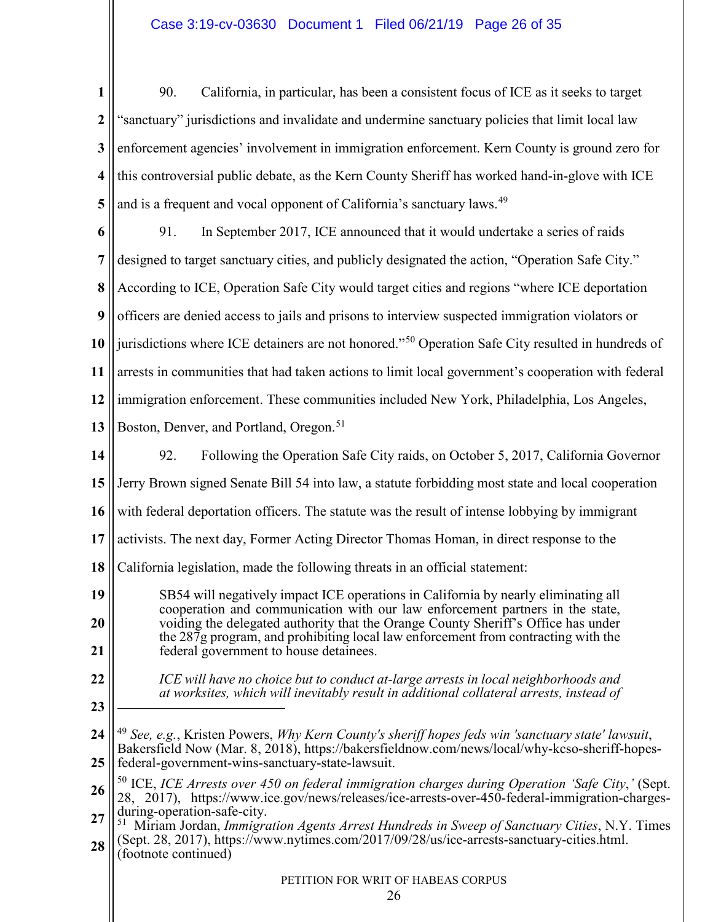90. California, in particular, has been a consistent focus of ICE as it seeks to target "sanctuary" jurisdictions and invalidate and undermine sanctuary policies that limit local law enforcement agencies' involvement in immigration enforcement. Kern County is ground zero for this controversial public debate, as the Kern County Sheriff has worked hand-in-glove with ICE and is a frequent and vocal opponent of California's sanctuary laws.[49]

91. In September 2017, ICE announced that it would undertake a series of raids designed to target sanctuary cities, and publicly designated the action, "Operation Safe City." According to ICE, Operation Safe City would target cities and regions "where ICE deportation officers are denied access to jails and prisons to interview suspected immigration violators or jurisdictions where ICE detainers are not honored."[50] Operation Safe City resulted in hundreds of arrests in communities that had taken actions to limit local government's cooperation with federal immigration enforcement. These communities included New York, Philadelphia, Los Angeles, Boston, Denver, and Portland, Oregon.[51]

92. Following the Operation Safe City raids, on October 5, 2017, California Governor Jerry Brown signed Senate Bill 54 into law, a statute forbidding most state and local cooperation with federal deportation officers. The statute was the result of intense lobbying by immigrant activists. The next day, Former Acting Director Thomas Homan, in direct response to the California legislation, made the following threats in an official statement:

> SB54 will negatively impact ICE operations in California by nearly eliminating all cooperation and communication with our law enforcement partners in the state, voiding the delegated authority that the Orange County Sheriff's Office has under the 287g program, and prohibiting local law enforcement from contracting with the federal government to house detainees.
>
> *ICE will have no choice but to conduct at-large arrests in local neighborhoods and at worksites, which will inevitably result in additional collateral arrests, instead of*

---

[49] *See, e.g.*, Kristen Powers, *Why Kern County's sheriff hopes feds win 'sanctuary state' lawsuit*, Bakersfield Now (Mar. 8, 2018), https://bakersfieldnow.com/news/local/why-kcso-sheriff-hopes-federal-government-wins-sanctuary-state-lawsuit.

[50] ICE, *ICE Arrests over 450 on federal immigration charges during Operation 'Safe City,'* (Sept. 28, 2017), https://www.ice.gov/news/releases/ice-arrests-over-450-federal-immigration-charges-during-operation-safe-city.

[51] Miriam Jordan, *Immigration Agents Arrest Hundreds in Sweep of Sanctuary Cities*, N.Y. Times (Sept. 28, 2017), https://www.nytimes.com/2017/09/28/us/ice-arrests-sanctuary-cities.html. (footnote continued)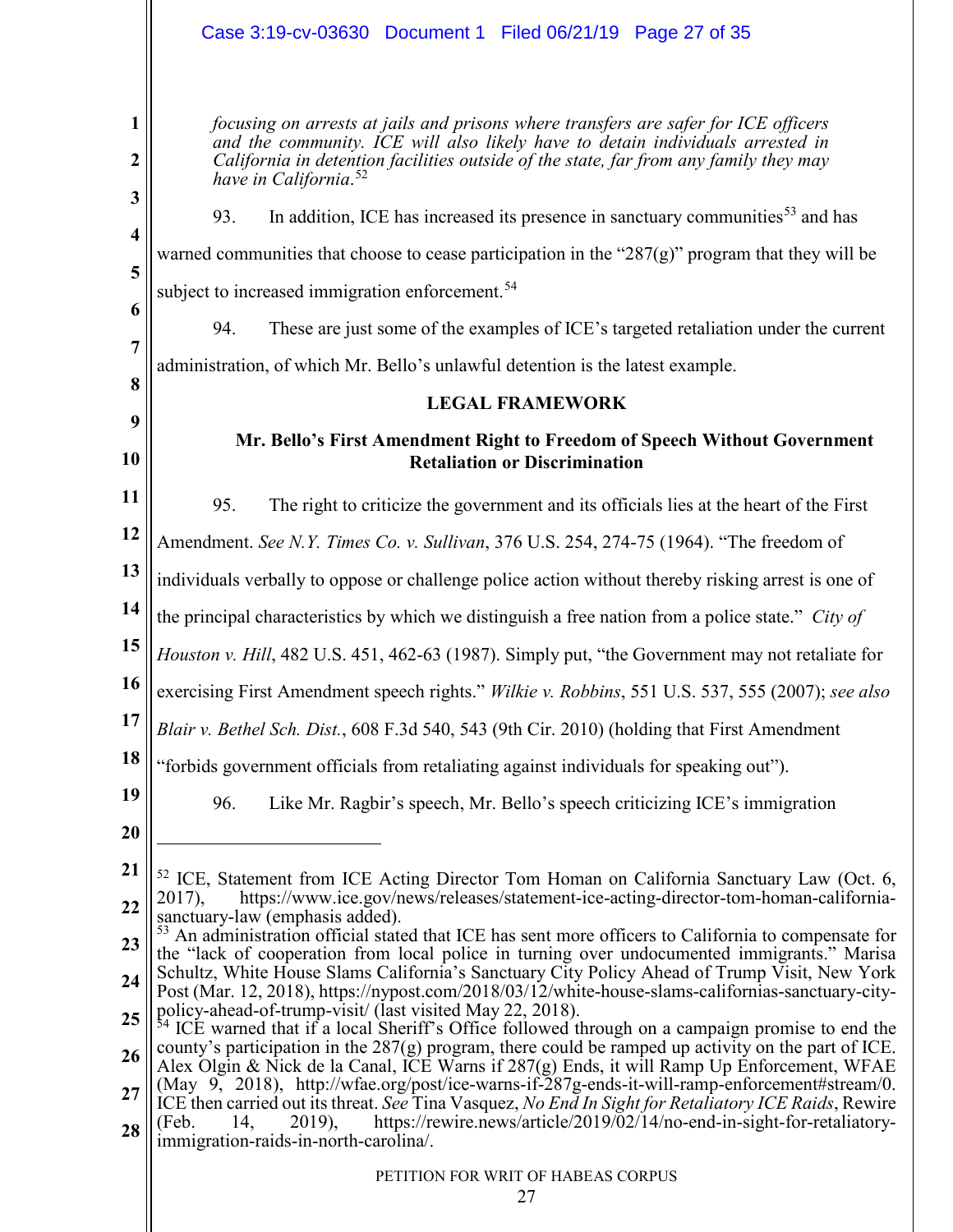*focusing on arrests at jails and prisons where transfers are safer for ICE officers and the community. ICE will also likely have to detain individuals arrested in California in detention facilities outside of the state, far from any family they may have in California*.[52]

93. In addition, ICE has increased its presence in sanctuary communities[53] and has warned communities that choose to cease participation in the "287(g)" program that they will be subject to increased immigration enforcement.[54]

94. These are just some of the examples of ICE's targeted retaliation under the current administration, of which Mr. Bello's unlawful detention is the latest example.

## LEGAL FRAMEWORK

### Mr. Bello's First Amendment Right to Freedom of Speech Without Government Retaliation or Discrimination

95. The right to criticize the government and its officials lies at the heart of the First Amendment. *See N.Y. Times Co. v. Sullivan*, 376 U.S. 254, 274-75 (1964). "The freedom of individuals verbally to oppose or challenge police action without thereby risking arrest is one of the principal characteristics by which we distinguish a free nation from a police state." *City of Houston v. Hill*, 482 U.S. 451, 462-63 (1987). Simply put, "the Government may not retaliate for exercising First Amendment speech rights." *Wilkie v. Robbins*, 551 U.S. 537, 555 (2007); *see also Blair v. Bethel Sch. Dist.*, 608 F.3d 540, 543 (9th Cir. 2010) (holding that First Amendment "forbids government officials from retaliating against individuals for speaking out").

96. Like Mr. Ragbir's speech, Mr. Bello's speech criticizing ICE's immigration

---

[52] ICE, Statement from ICE Acting Director Tom Homan on California Sanctuary Law (Oct. 6, 2017), https://www.ice.gov/news/releases/statement-ice-acting-director-tom-homan-california-sanctuary-law (emphasis added).

[53] An administration official stated that ICE has sent more officers to California to compensate for the "lack of cooperation from local police in turning over undocumented immigrants." Marisa Schultz, White House Slams California's Sanctuary City Policy Ahead of Trump Visit, New York Post (Mar. 12, 2018), https://nypost.com/2018/03/12/white-house-slams-californias-sanctuary-city-policy-ahead-of-trump-visit/ (last visited May 22, 2018).

[54] ICE warned that if a local Sheriff's Office followed through on a campaign promise to end the county's participation in the 287(g) program, there could be ramped up activity on the part of ICE. Alex Olgin & Nick de la Canal, ICE Warns if 287(g) Ends, it will Ramp Up Enforcement, WFAE (May 9, 2018), http://wfae.org/post/ice-warns-if-287g-ends-it-will-ramp-enforcement#stream/0. ICE then carried out its threat. *See* Tina Vasquez, *No End In Sight for Retaliatory ICE Raids*, Rewire (Feb. 14, 2019), https://rewire.news/article/2019/02/14/no-end-in-sight-for-retaliatory-immigration-raids-in-north-carolina/.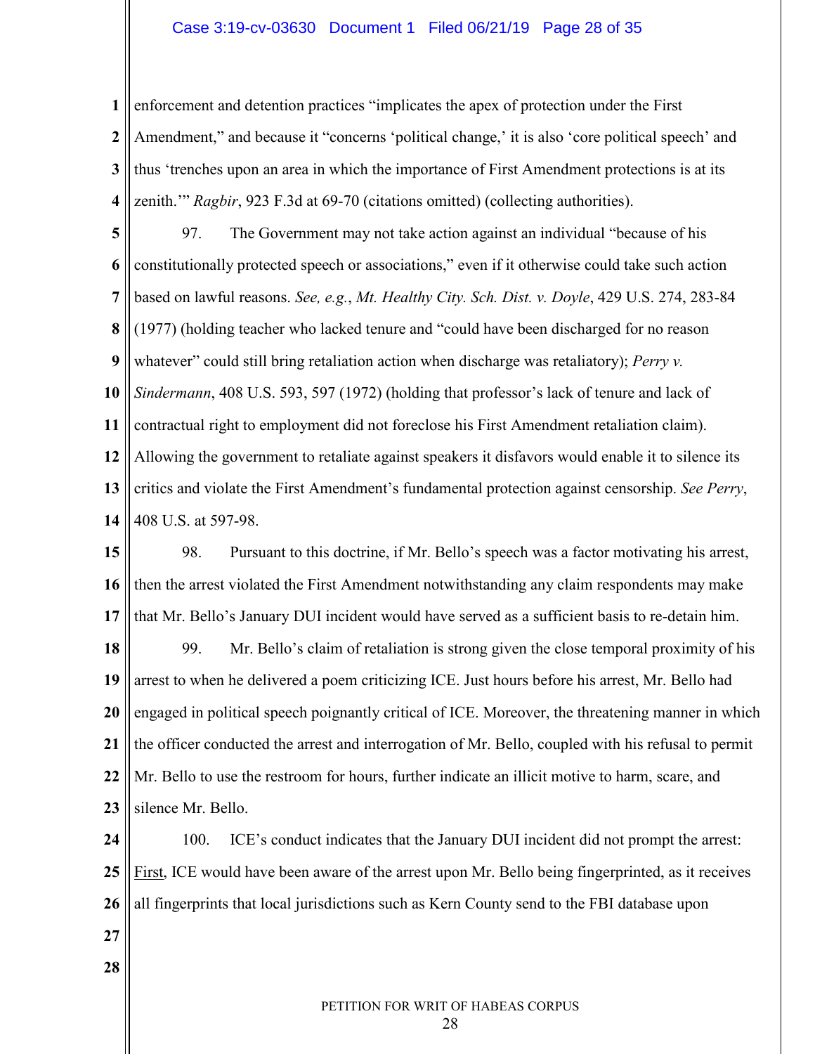enforcement and detention practices "implicates the apex of protection under the First Amendment," and because it "concerns 'political change,' it is also 'core political speech' and thus 'trenches upon an area in which the importance of First Amendment protections is at its zenith.'" *Ragbir*, 923 F.3d at 69-70 (citations omitted) (collecting authorities).

97. The Government may not take action against an individual "because of his constitutionally protected speech or associations," even if it otherwise could take such action based on lawful reasons. *See, e.g.*, *Mt. Healthy City. Sch. Dist. v. Doyle*, 429 U.S. 274, 283-84 (1977) (holding teacher who lacked tenure and "could have been discharged for no reason whatever" could still bring retaliation action when discharge was retaliatory); *Perry v. Sindermann*, 408 U.S. 593, 597 (1972) (holding that professor's lack of tenure and lack of contractual right to employment did not foreclose his First Amendment retaliation claim). Allowing the government to retaliate against speakers it disfavors would enable it to silence its critics and violate the First Amendment's fundamental protection against censorship. *See Perry*, 408 U.S. at 597-98.

98. Pursuant to this doctrine, if Mr. Bello's speech was a factor motivating his arrest, then the arrest violated the First Amendment notwithstanding any claim respondents may make that Mr. Bello's January DUI incident would have served as a sufficient basis to re-detain him.

99. Mr. Bello's claim of retaliation is strong given the close temporal proximity of his arrest to when he delivered a poem criticizing ICE. Just hours before his arrest, Mr. Bello had engaged in political speech poignantly critical of ICE. Moreover, the threatening manner in which the officer conducted the arrest and interrogation of Mr. Bello, coupled with his refusal to permit Mr. Bello to use the restroom for hours, further indicate an illicit motive to harm, scare, and silence Mr. Bello.

100. ICE's conduct indicates that the January DUI incident did not prompt the arrest: First, ICE would have been aware of the arrest upon Mr. Bello being fingerprinted, as it receives all fingerprints that local jurisdictions such as Kern County send to the FBI database upon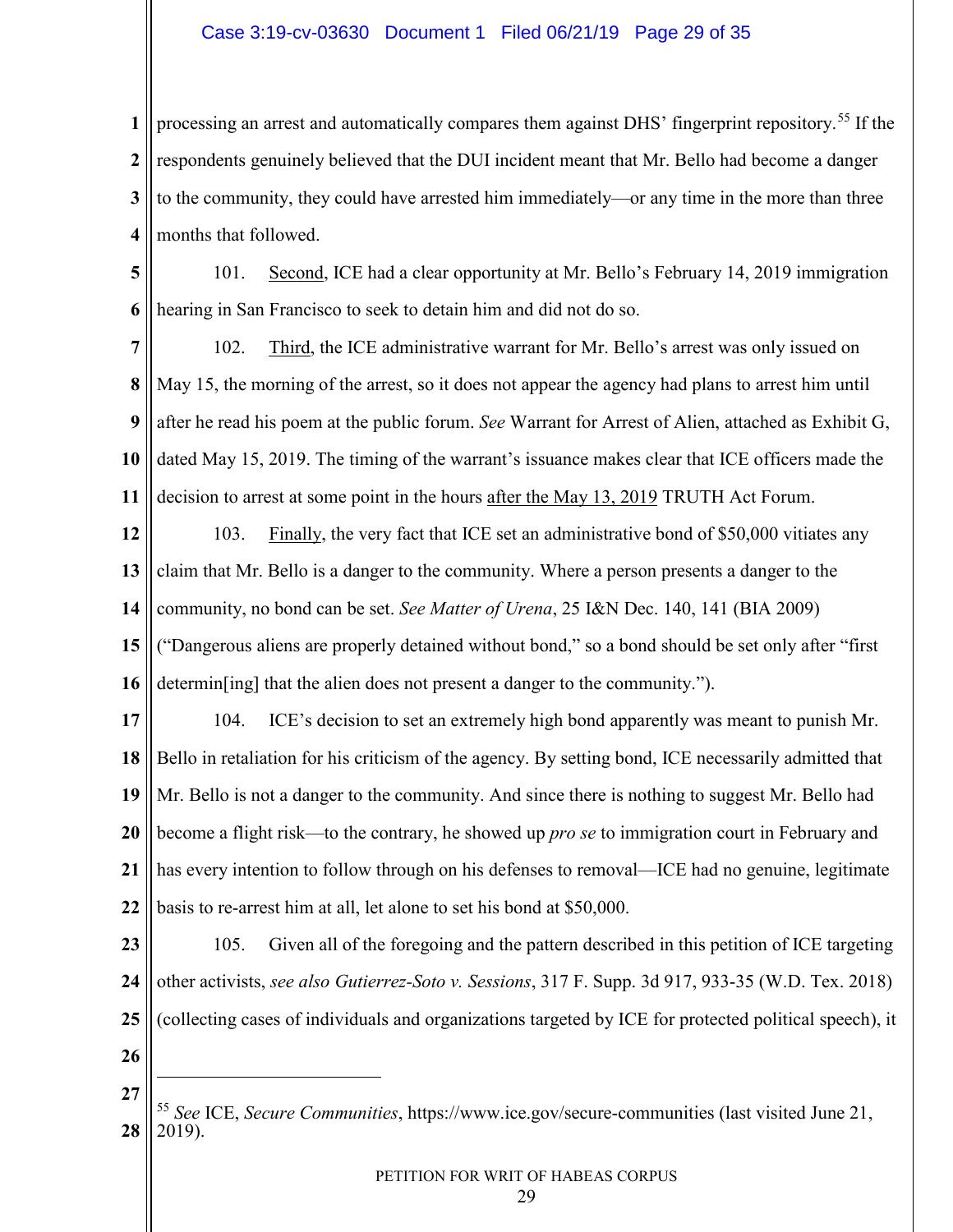processing an arrest and automatically compares them against DHS' fingerprint repository.[55] If the respondents genuinely believed that the DUI incident meant that Mr. Bello had become a danger to the community, they could have arrested him immediately—or any time in the more than three months that followed.

101. Second, ICE had a clear opportunity at Mr. Bello's February 14, 2019 immigration hearing in San Francisco to seek to detain him and did not do so.

102. Third, the ICE administrative warrant for Mr. Bello's arrest was only issued on May 15, the morning of the arrest, so it does not appear the agency had plans to arrest him until after he read his poem at the public forum. *See* Warrant for Arrest of Alien, attached as Exhibit G, dated May 15, 2019. The timing of the warrant's issuance makes clear that ICE officers made the decision to arrest at some point in the hours after the May 13, 2019 TRUTH Act Forum.

103. Finally, the very fact that ICE set an administrative bond of $50,000 vitiates any claim that Mr. Bello is a danger to the community. Where a person presents a danger to the community, no bond can be set. *See Matter of Urena*, 25 I&N Dec. 140, 141 (BIA 2009) ("Dangerous aliens are properly detained without bond," so a bond should be set only after "first determin[ing] that the alien does not present a danger to the community.").

104. ICE's decision to set an extremely high bond apparently was meant to punish Mr. Bello in retaliation for his criticism of the agency. By setting bond, ICE necessarily admitted that Mr. Bello is not a danger to the community. And since there is nothing to suggest Mr. Bello had become a flight risk—to the contrary, he showed up *pro se* to immigration court in February and has every intention to follow through on his defenses to removal—ICE had no genuine, legitimate basis to re-arrest him at all, let alone to set his bond at $50,000.

105. Given all of the foregoing and the pattern described in this petition of ICE targeting other activists, *see also Gutierrez-Soto v. Sessions*, 317 F. Supp. 3d 917, 933-35 (W.D. Tex. 2018) (collecting cases of individuals and organizations targeted by ICE for protected political speech), it

---

[55] *See* ICE, *Secure Communities*, https://www.ice.gov/secure-communities (last visited June 21, 2019).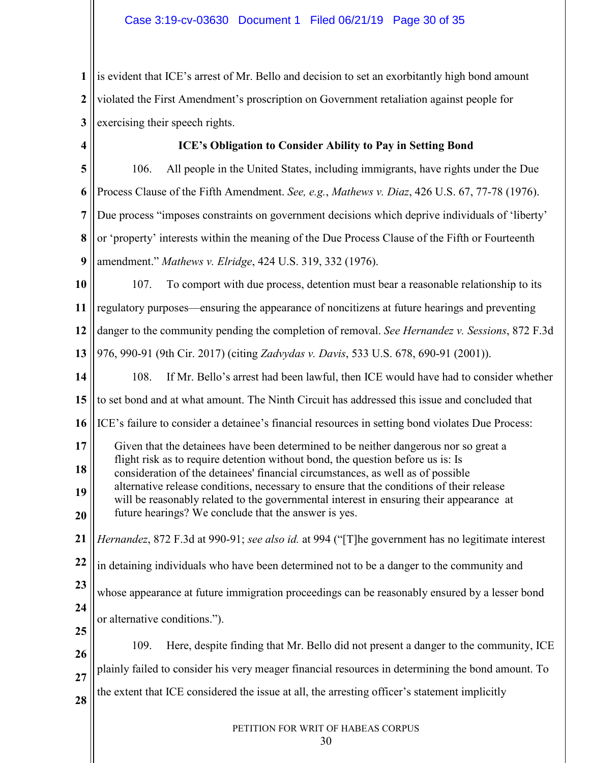is evident that ICE's arrest of Mr. Bello and decision to set an exorbitantly high bond amount violated the First Amendment's proscription on Government retaliation against people for exercising their speech rights.

**ICE's Obligation to Consider Ability to Pay in Setting Bond**

106. All people in the United States, including immigrants, have rights under the Due Process Clause of the Fifth Amendment. *See, e.g.*, *Mathews v. Diaz*, 426 U.S. 67, 77-78 (1976). Due process "imposes constraints on government decisions which deprive individuals of 'liberty' or 'property' interests within the meaning of the Due Process Clause of the Fifth or Fourteenth amendment." *Mathews v. Elridge*, 424 U.S. 319, 332 (1976).

107. To comport with due process, detention must bear a reasonable relationship to its regulatory purposes—ensuring the appearance of noncitizens at future hearings and preventing danger to the community pending the completion of removal. *See Hernandez v. Sessions*, 872 F.3d 976, 990-91 (9th Cir. 2017) (citing *Zadvydas v. Davis*, 533 U.S. 678, 690-91 (2001)).

108. If Mr. Bello's arrest had been lawful, then ICE would have had to consider whether to set bond and at what amount. The Ninth Circuit has addressed this issue and concluded that ICE's failure to consider a detainee's financial resources in setting bond violates Due Process:

> Given that the detainees have been determined to be neither dangerous nor so great a flight risk as to require detention without bond, the question before us is: Is consideration of the detainees' financial circumstances, as well as of possible alternative release conditions, necessary to ensure that the conditions of their release will be reasonably related to the governmental interest in ensuring their appearance at future hearings? We conclude that the answer is yes.

*Hernandez*, 872 F.3d at 990-91; *see also id.* at 994 ("[T]he government has no legitimate interest in detaining individuals who have been determined not to be a danger to the community and whose appearance at future immigration proceedings can be reasonably ensured by a lesser bond or alternative conditions.").

109. Here, despite finding that Mr. Bello did not present a danger to the community, ICE plainly failed to consider his very meager financial resources in determining the bond amount. To the extent that ICE considered the issue at all, the arresting officer's statement implicitly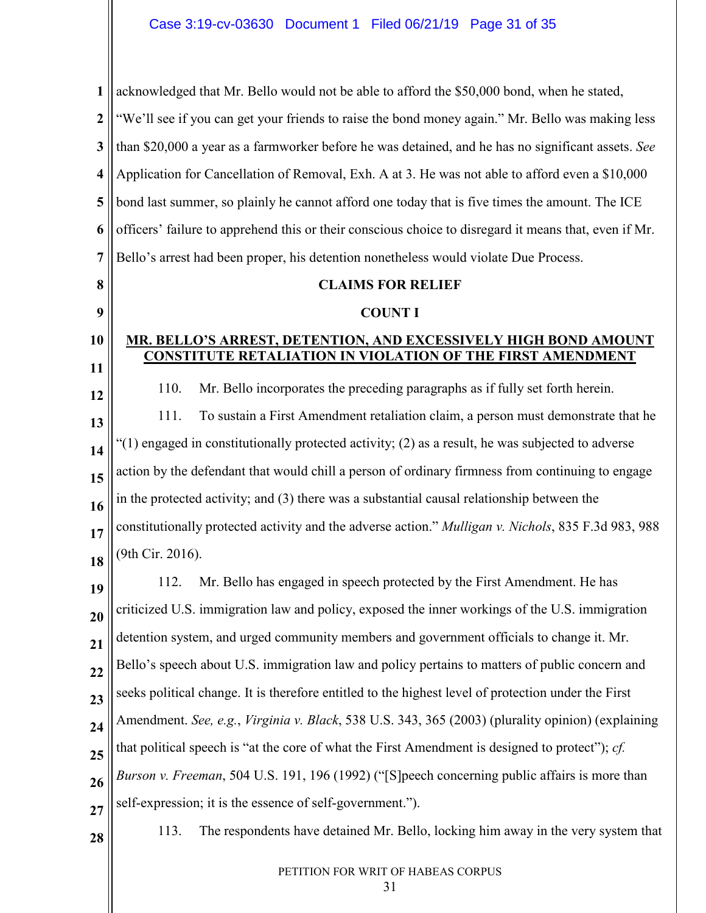acknowledged that Mr. Bello would not be able to afford the $50,000 bond, when he stated, "We'll see if you can get your friends to raise the bond money again." Mr. Bello was making less than $20,000 a year as a farmworker before he was detained, and he has no significant assets. *See* Application for Cancellation of Removal, Exh. A at 3. He was not able to afford even a $10,000 bond last summer, so plainly he cannot afford one today that is five times the amount. The ICE officers' failure to apprehend this or their conscious choice to disregard it means that, even if Mr. Bello's arrest had been proper, his detention nonetheless would violate Due Process.

**CLAIMS FOR RELIEF**

**COUNT I**

**MR. BELLO'S ARREST, DETENTION, AND EXCESSIVELY HIGH BOND AMOUNT CONSTITUTE RETALIATION IN VIOLATION OF THE FIRST AMENDMENT**

110. Mr. Bello incorporates the preceding paragraphs as if fully set forth herein.

111. To sustain a First Amendment retaliation claim, a person must demonstrate that he "(1) engaged in constitutionally protected activity; (2) as a result, he was subjected to adverse action by the defendant that would chill a person of ordinary firmness from continuing to engage in the protected activity; and (3) there was a substantial causal relationship between the constitutionally protected activity and the adverse action." *Mulligan v. Nichols*, 835 F.3d 983, 988 (9th Cir. 2016).

112. Mr. Bello has engaged in speech protected by the First Amendment. He has criticized U.S. immigration law and policy, exposed the inner workings of the U.S. immigration detention system, and urged community members and government officials to change it. Mr. Bello's speech about U.S. immigration law and policy pertains to matters of public concern and seeks political change. It is therefore entitled to the highest level of protection under the First Amendment. *See, e.g.*, *Virginia v. Black*, 538 U.S. 343, 365 (2003) (plurality opinion) (explaining that political speech is "at the core of what the First Amendment is designed to protect"); *cf.* *Burson v. Freeman*, 504 U.S. 191, 196 (1992) ("[S]peech concerning public affairs is more than self-expression; it is the essence of self-government.").

113. The respondents have detained Mr. Bello, locking him away in the very system that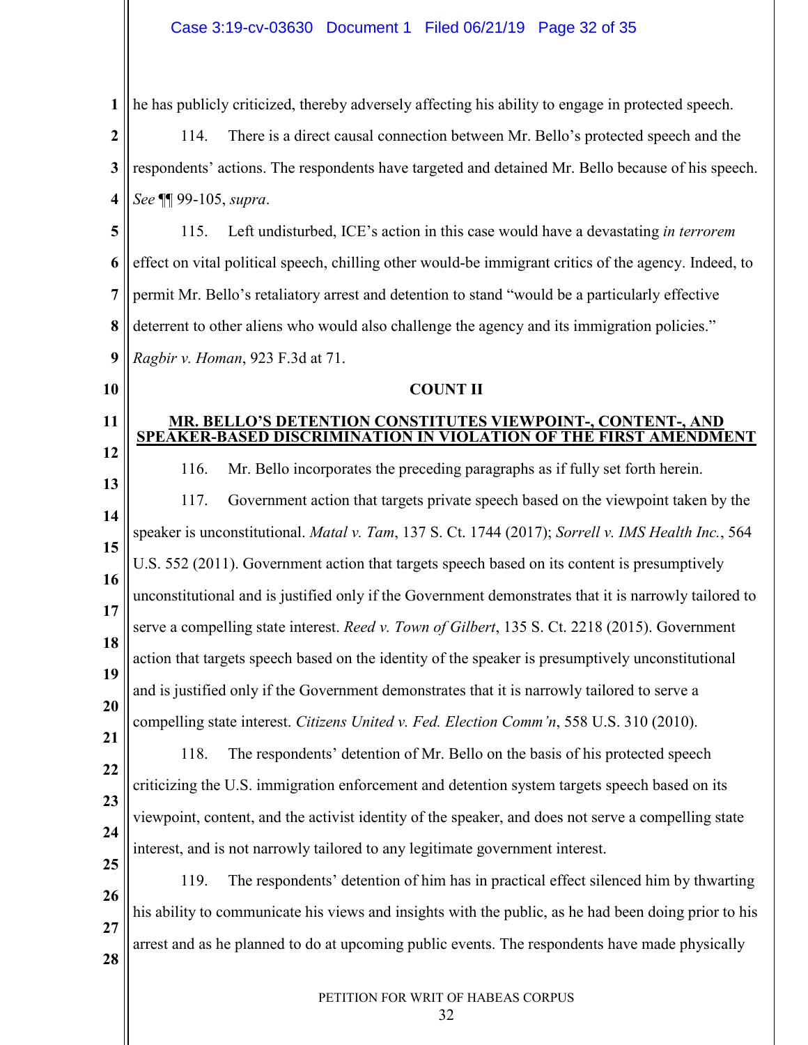he has publicly criticized, thereby adversely affecting his ability to engage in protected speech.

114. There is a direct causal connection between Mr. Bello's protected speech and the respondents' actions. The respondents have targeted and detained Mr. Bello because of his speech. *See* ¶¶ 99-105, *supra*.

115. Left undisturbed, ICE's action in this case would have a devastating *in terrorem* effect on vital political speech, chilling other would-be immigrant critics of the agency. Indeed, to permit Mr. Bello's retaliatory arrest and detention to stand "would be a particularly effective deterrent to other aliens who would also challenge the agency and its immigration policies." *Ragbir v. Homan*, 923 F.3d at 71.

**COUNT II**

**MR. BELLO'S DETENTION CONSTITUTES VIEWPOINT-, CONTENT-, AND SPEAKER-BASED DISCRIMINATION IN VIOLATION OF THE FIRST AMENDMENT**

116. Mr. Bello incorporates the preceding paragraphs as if fully set forth herein.

117. Government action that targets private speech based on the viewpoint taken by the speaker is unconstitutional. *Matal v. Tam*, 137 S. Ct. 1744 (2017); *Sorrell v. IMS Health Inc.*, 564 U.S. 552 (2011). Government action that targets speech based on its content is presumptively unconstitutional and is justified only if the Government demonstrates that it is narrowly tailored to serve a compelling state interest. *Reed v. Town of Gilbert*, 135 S. Ct. 2218 (2015). Government action that targets speech based on the identity of the speaker is presumptively unconstitutional and is justified only if the Government demonstrates that it is narrowly tailored to serve a compelling state interest. *Citizens United v. Fed. Election Comm'n*, 558 U.S. 310 (2010).

118. The respondents' detention of Mr. Bello on the basis of his protected speech criticizing the U.S. immigration enforcement and detention system targets speech based on its viewpoint, content, and the activist identity of the speaker, and does not serve a compelling state interest, and is not narrowly tailored to any legitimate government interest.

119. The respondents' detention of him has in practical effect silenced him by thwarting his ability to communicate his views and insights with the public, as he had been doing prior to his arrest and as he planned to do at upcoming public events. The respondents have made physically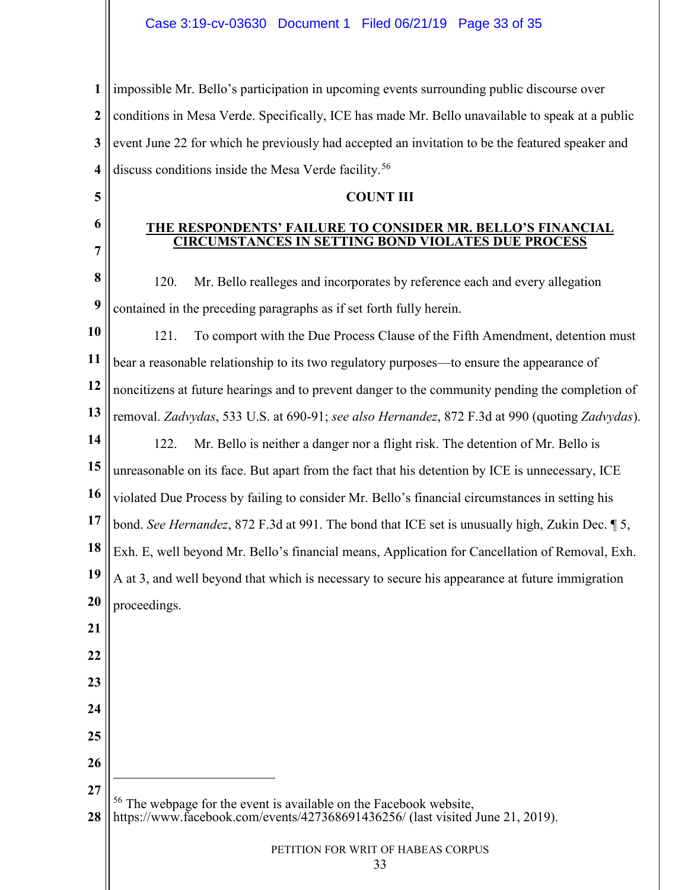impossible Mr. Bello's participation in upcoming events surrounding public discourse over conditions in Mesa Verde. Specifically, ICE has made Mr. Bello unavailable to speak at a public event June 22 for which he previously had accepted an invitation to be the featured speaker and discuss conditions inside the Mesa Verde facility.[56]

**COUNT III**

**THE RESPONDENTS' FAILURE TO CONSIDER MR. BELLO'S FINANCIAL CIRCUMSTANCES IN SETTING BOND VIOLATES DUE PROCESS**

120. Mr. Bello realleges and incorporates by reference each and every allegation contained in the preceding paragraphs as if set forth fully herein.

121. To comport with the Due Process Clause of the Fifth Amendment, detention must bear a reasonable relationship to its two regulatory purposes—to ensure the appearance of noncitizens at future hearings and to prevent danger to the community pending the completion of removal. *Zadvydas*, 533 U.S. at 690-91; *see also Hernandez*, 872 F.3d at 990 (quoting *Zadvydas*).

122. Mr. Bello is neither a danger nor a flight risk. The detention of Mr. Bello is unreasonable on its face. But apart from the fact that his detention by ICE is unnecessary, ICE violated Due Process by failing to consider Mr. Bello's financial circumstances in setting his bond. *See Hernandez*, 872 F.3d at 991. The bond that ICE set is unusually high, Zukin Dec. ¶ 5, Exh. E, well beyond Mr. Bello's financial means, Application for Cancellation of Removal, Exh. A at 3, and well beyond that which is necessary to secure his appearance at future immigration proceedings.

---

[56] The webpage for the event is available on the Facebook website, https://www.facebook.com/events/427368691436256/ (last visited June 21, 2019).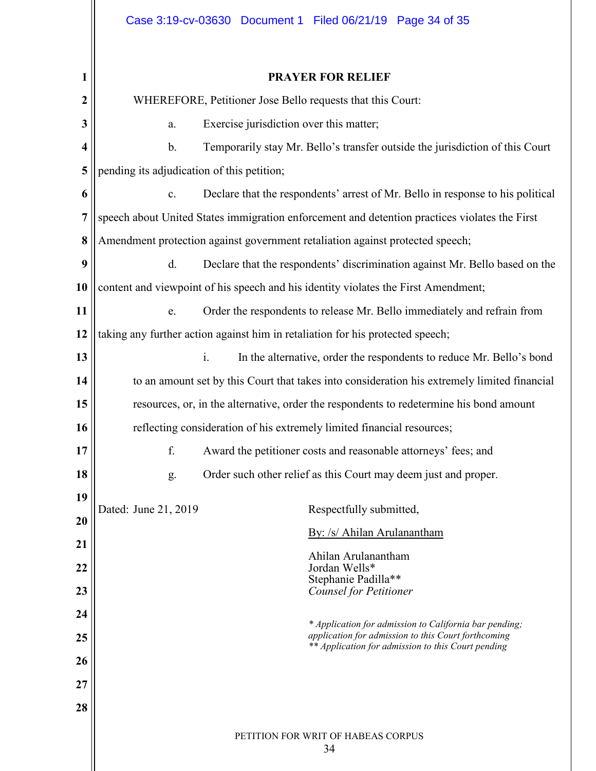## PRAYER FOR RELIEF

WHEREFORE, Petitioner Jose Bello requests that this Court:

a. Exercise jurisdiction over this matter;

b. Temporarily stay Mr. Bello's transfer outside the jurisdiction of this Court pending its adjudication of this petition;

c. Declare that the respondents' arrest of Mr. Bello in response to his political speech about United States immigration enforcement and detention practices violates the First Amendment protection against government retaliation against protected speech;

d. Declare that the respondents' discrimination against Mr. Bello based on the content and viewpoint of his speech and his identity violates the First Amendment;

e. Order the respondents to release Mr. Bello immediately and refrain from taking any further action against him in retaliation for his protected speech;

i. In the alternative, order the respondents to reduce Mr. Bello's bond to an amount set by this Court that takes into consideration his extremely limited financial resources, or, in the alternative, order the respondents to redetermine his bond amount reflecting consideration of his extremely limited financial resources;

f. Award the petitioner costs and reasonable attorneys' fees; and

g. Order such other relief as this Court may deem just and proper.

Dated: June 21, 2019

Respectfully submitted,

By: /s/ Ahilan Arulanantham

Ahilan Arulanantham
Jordan Wells*
Stephanie Padilla**
*Counsel for Petitioner*

*\* Application for admission to California bar pending; application for admission to this Court forthcoming*
*\*\* Application for admission to this Court pending*

PETITION FOR WRIT OF HABEAS CORPUS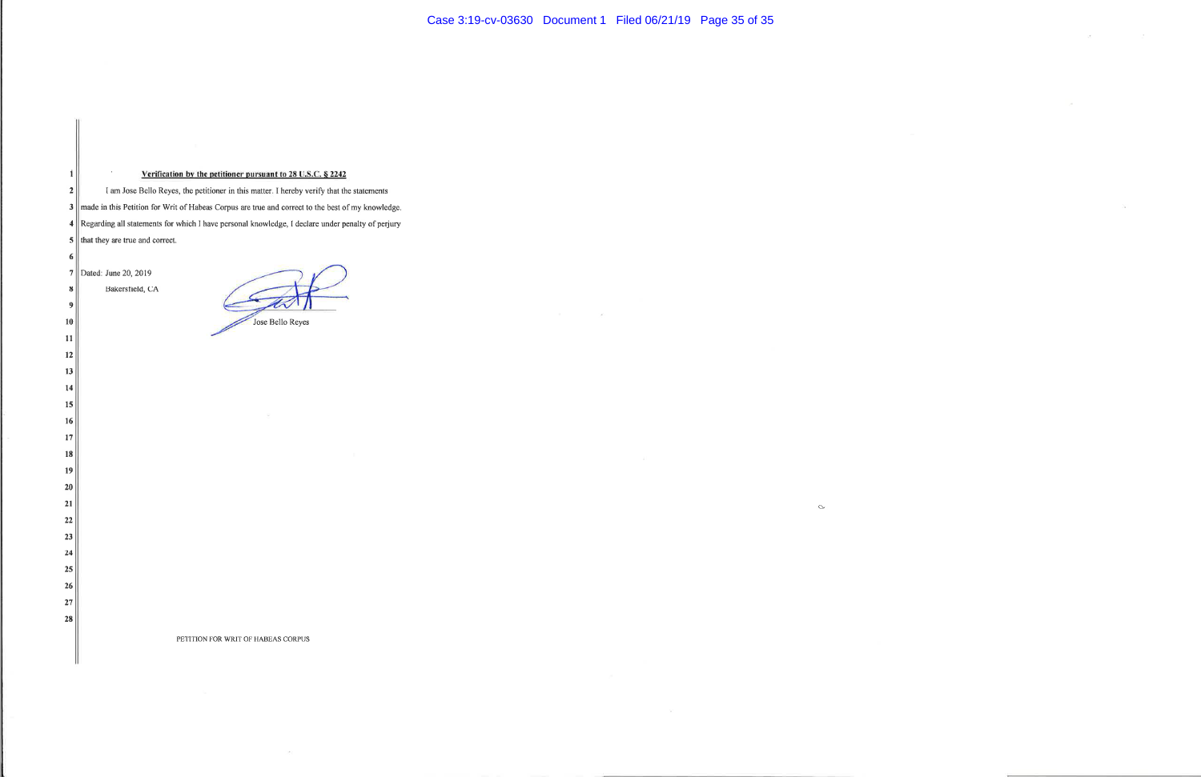**Verification by the petitioner pursuant to 28 U.S.C. § 2242**

I am Jose Bello Reyes, the petitioner in this matter. I hereby verify that the statements made in this Petition for Writ of Habeas Corpus are true and correct to the best of my knowledge. Regarding all statements for which I have personal knowledge, I declare under penalty of perjury that they are true and correct.

Dated: June 20, 2019

Bakersfield, CA

Jose Bello Reyes

PETITION FOR WRIT OF HABEAS CORPUS